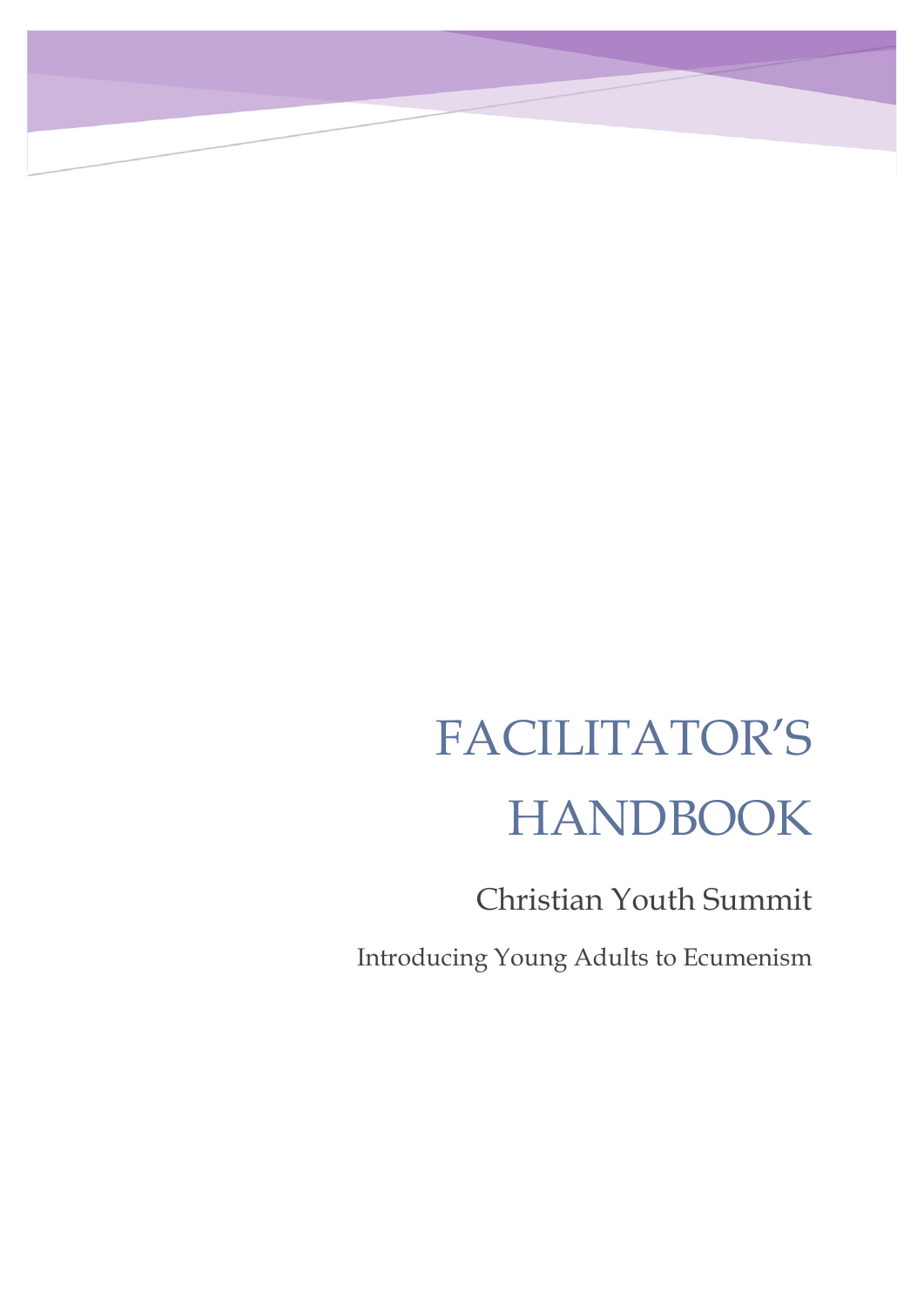# FACILITATOR'S HANDBOOK

## Christian Youth Summit

Introducing Young Adults to Ecumenism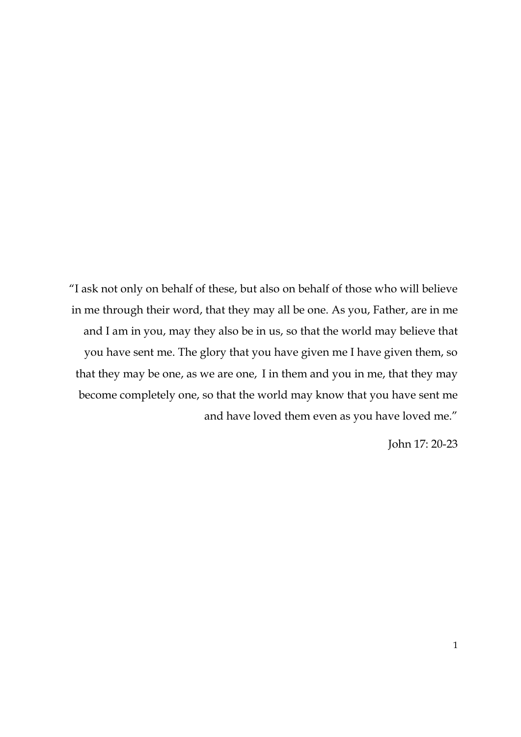"I ask not only on behalf of these, but also on behalf of those who will believe in me through their word, that they may all be one. As you, Father, are in me and I am in you, may they also be in us, so that the world may believe that you have sent me. The glory that you have given me I have given them, so that they may be one, as we are one, I in them and you in me, that they may become completely one, so that the world may know that you have sent me and have loved them even as you have loved me."

John 17: 20-23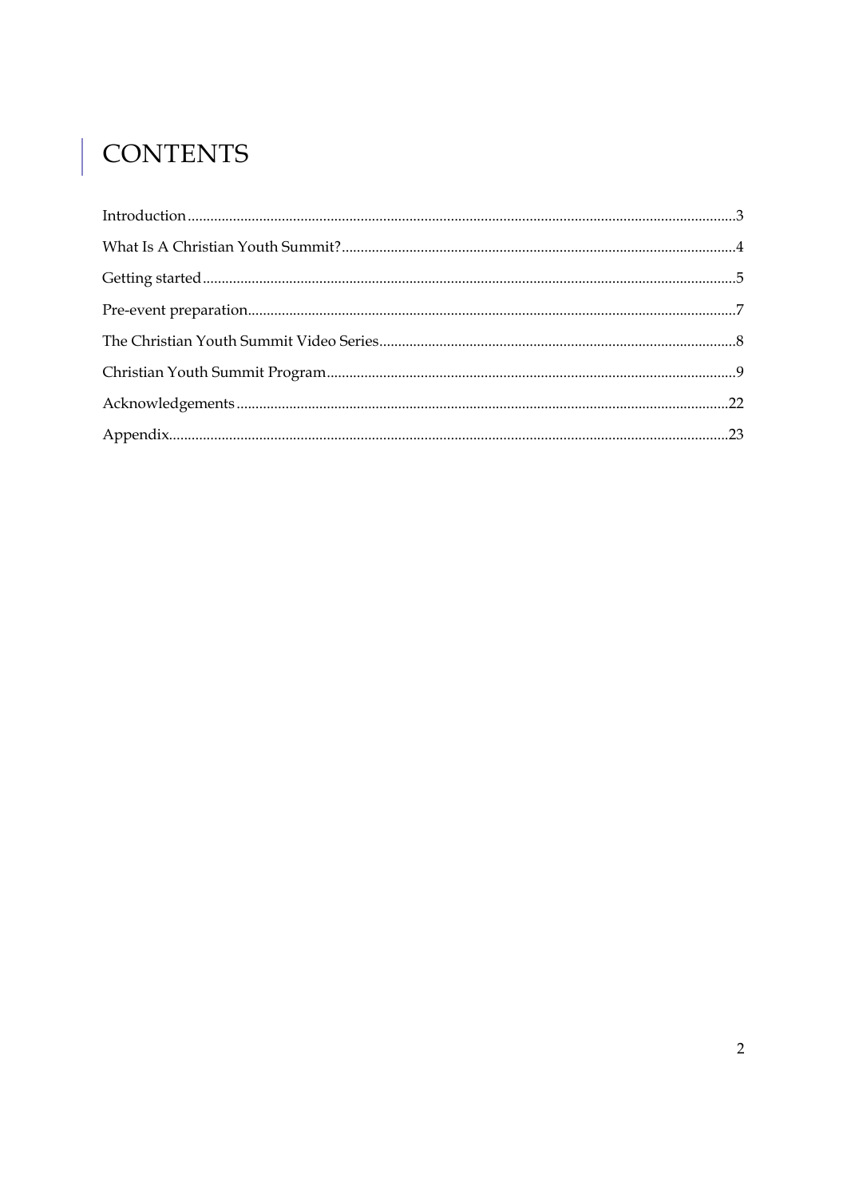# CONTENTS

Introduction ........................................................................................................................................3

What Is A Christian Youth Summit? ..................................................................................................4

Getting started ....................................................................................................................................5

Pre-event preparation.........................................................................................................................7

The Christian Youth Summit Video Series........................................................................................8

Christian Youth Summit Program .....................................................................................................9

Acknowledgements ..........................................................................................................................22

Appendix............................................................................................................................................23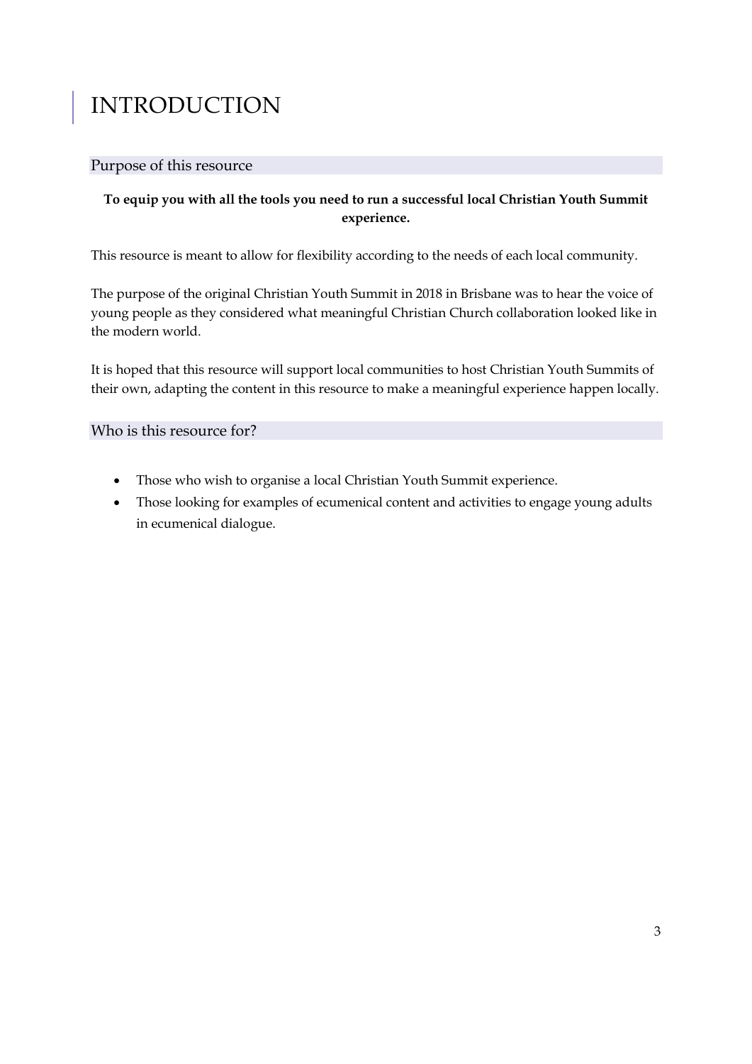# INTRODUCTION

## Purpose of this resource

**To equip you with all the tools you need to run a successful local Christian Youth Summit experience.**

This resource is meant to allow for flexibility according to the needs of each local community.

The purpose of the original Christian Youth Summit in 2018 in Brisbane was to hear the voice of young people as they considered what meaningful Christian Church collaboration looked like in the modern world.

It is hoped that this resource will support local communities to host Christian Youth Summits of their own, adapting the content in this resource to make a meaningful experience happen locally.

## Who is this resource for?

- Those who wish to organise a local Christian Youth Summit experience.
- Those looking for examples of ecumenical content and activities to engage young adults in ecumenical dialogue.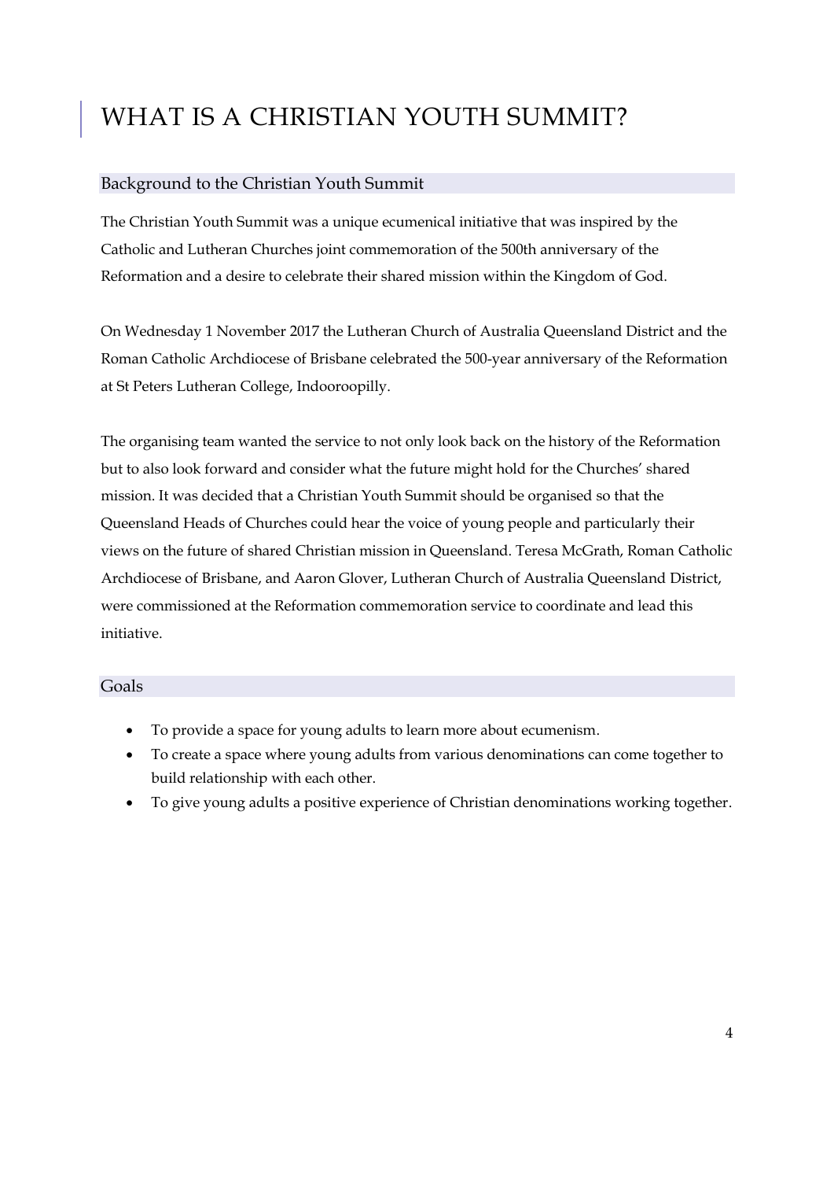# WHAT IS A CHRISTIAN YOUTH SUMMIT?

## Background to the Christian Youth Summit

The Christian Youth Summit was a unique ecumenical initiative that was inspired by the Catholic and Lutheran Churches joint commemoration of the 500th anniversary of the Reformation and a desire to celebrate their shared mission within the Kingdom of God.

On Wednesday 1 November 2017 the Lutheran Church of Australia Queensland District and the Roman Catholic Archdiocese of Brisbane celebrated the 500-year anniversary of the Reformation at St Peters Lutheran College, Indooroopilly.

The organising team wanted the service to not only look back on the history of the Reformation but to also look forward and consider what the future might hold for the Churches' shared mission. It was decided that a Christian Youth Summit should be organised so that the Queensland Heads of Churches could hear the voice of young people and particularly their views on the future of shared Christian mission in Queensland. Teresa McGrath, Roman Catholic Archdiocese of Brisbane, and Aaron Glover, Lutheran Church of Australia Queensland District, were commissioned at the Reformation commemoration service to coordinate and lead this initiative.

## Goals

- To provide a space for young adults to learn more about ecumenism.
- To create a space where young adults from various denominations can come together to build relationship with each other.
- To give young adults a positive experience of Christian denominations working together.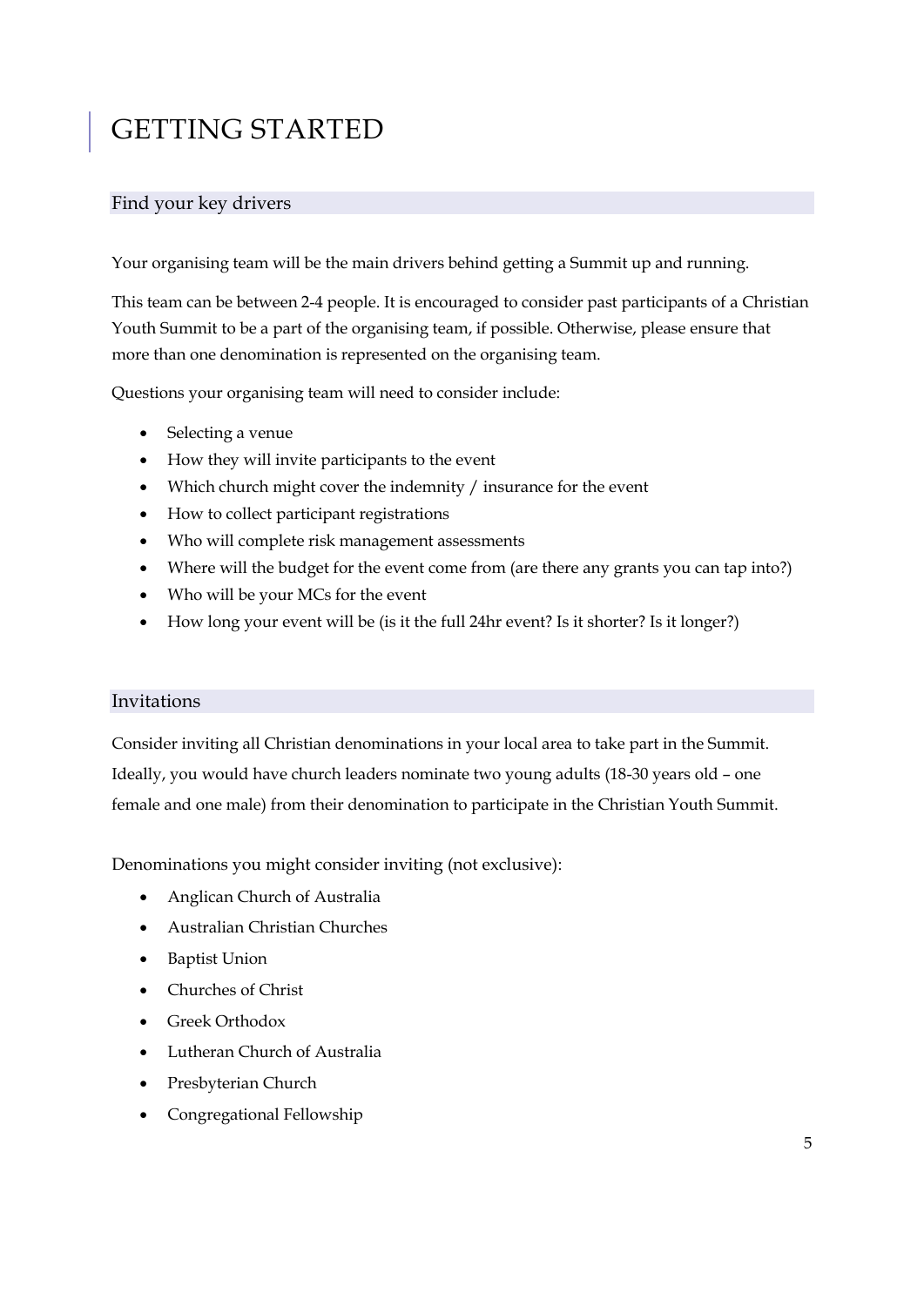# GETTING STARTED

## Find your key drivers

Your organising team will be the main drivers behind getting a Summit up and running.

This team can be between 2-4 people. It is encouraged to consider past participants of a Christian Youth Summit to be a part of the organising team, if possible. Otherwise, please ensure that more than one denomination is represented on the organising team.

Questions your organising team will need to consider include:

- Selecting a venue
- How they will invite participants to the event
- Which church might cover the indemnity / insurance for the event
- How to collect participant registrations
- Who will complete risk management assessments
- Where will the budget for the event come from (are there any grants you can tap into?)
- Who will be your MCs for the event
- How long your event will be (is it the full 24hr event? Is it shorter? Is it longer?)

## Invitations

Consider inviting all Christian denominations in your local area to take part in the Summit. Ideally, you would have church leaders nominate two young adults (18-30 years old – one female and one male) from their denomination to participate in the Christian Youth Summit.

Denominations you might consider inviting (not exclusive):

- Anglican Church of Australia
- Australian Christian Churches
- Baptist Union
- Churches of Christ
- Greek Orthodox
- Lutheran Church of Australia
- Presbyterian Church
- Congregational Fellowship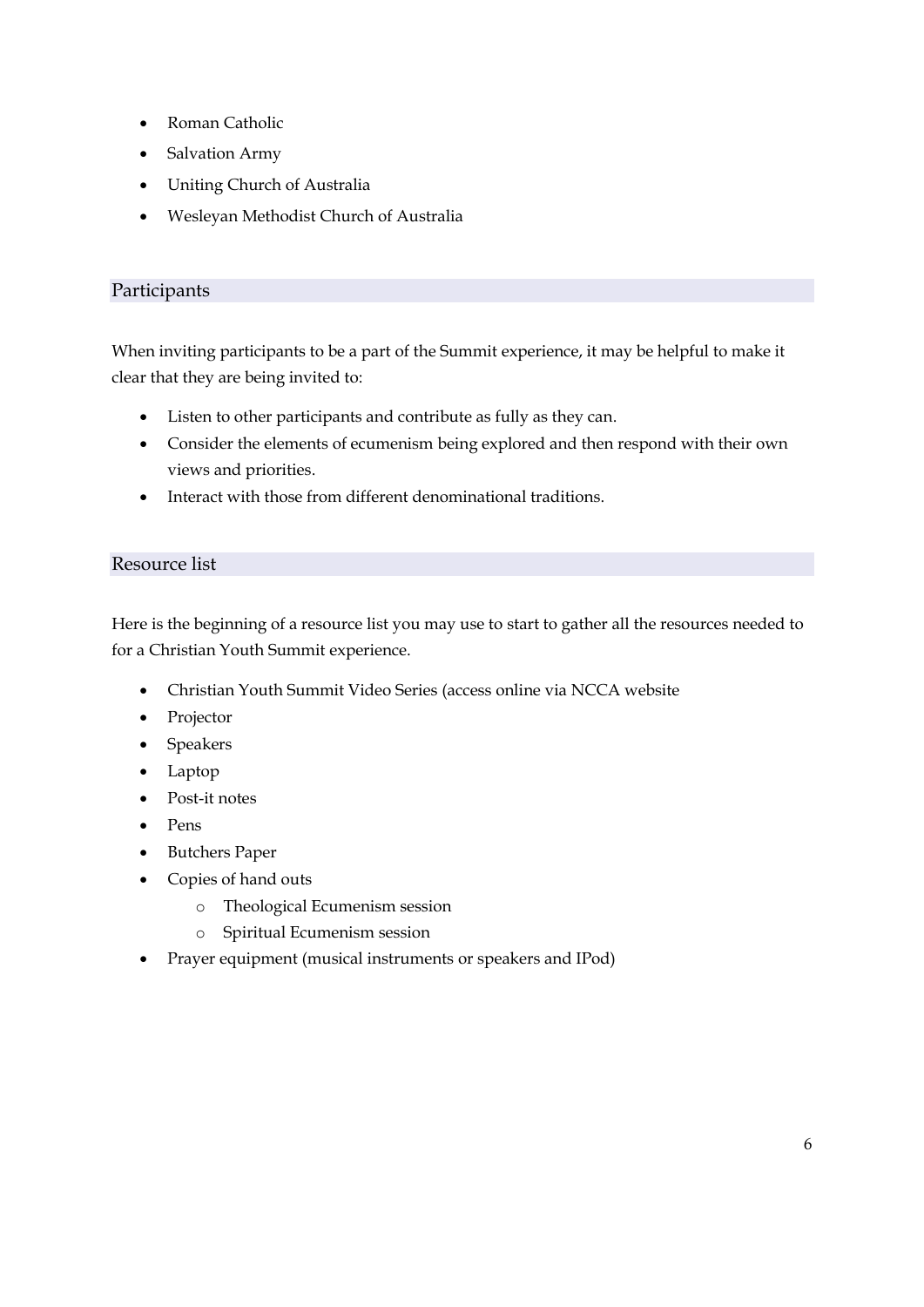- Roman Catholic
- Salvation Army
- Uniting Church of Australia
- Wesleyan Methodist Church of Australia

## Participants

When inviting participants to be a part of the Summit experience, it may be helpful to make it clear that they are being invited to:

- Listen to other participants and contribute as fully as they can.
- Consider the elements of ecumenism being explored and then respond with their own views and priorities.
- Interact with those from different denominational traditions.

## Resource list

Here is the beginning of a resource list you may use to start to gather all the resources needed to for a Christian Youth Summit experience.

- Christian Youth Summit Video Series (access online via NCCA website
- Projector
- Speakers
- Laptop
- Post-it notes
- Pens
- Butchers Paper
- Copies of hand outs
    - Theological Ecumenism session
    - Spiritual Ecumenism session
- Prayer equipment (musical instruments or speakers and IPod)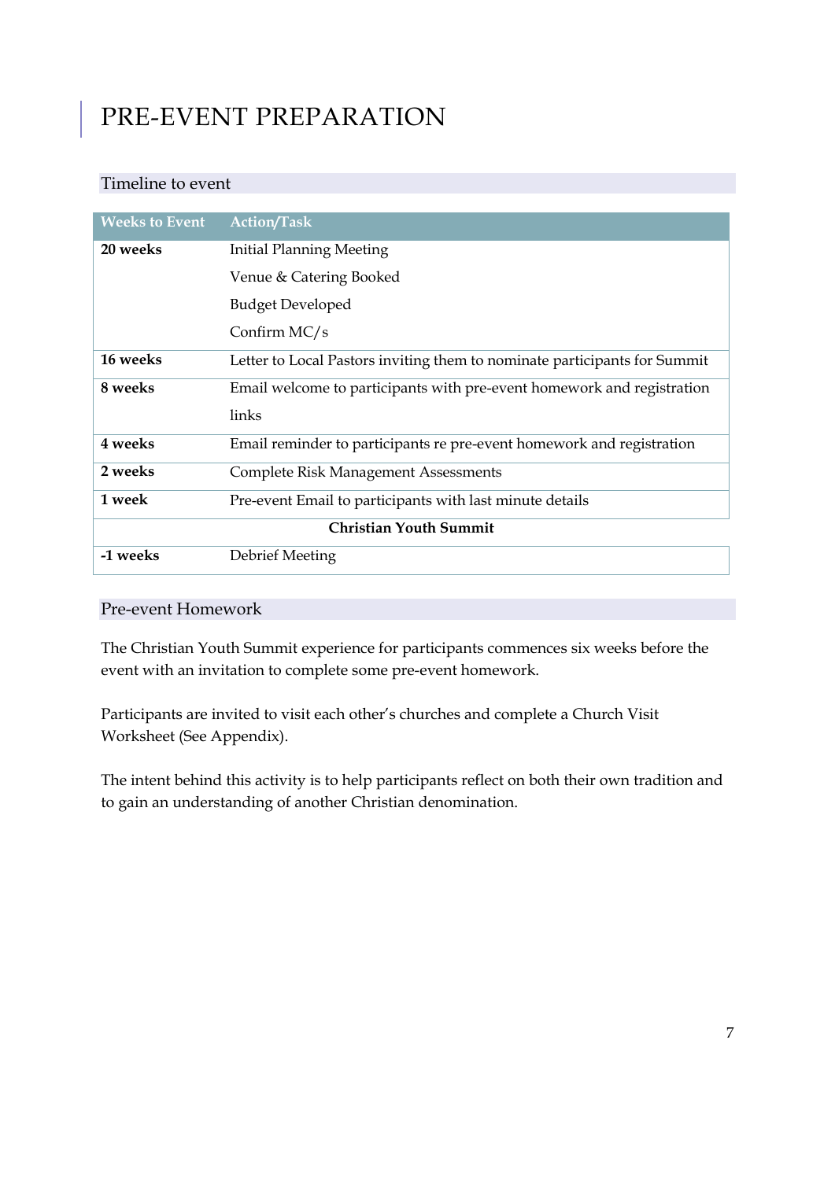# PRE-EVENT PREPARATION

## Timeline to event

| Weeks to Event | Action/Task |
|---|---|
| **20 weeks** | Initial Planning Meeting<br>Venue & Catering Booked<br>Budget Developed<br>Confirm MC/s |
| **16 weeks** | Letter to Local Pastors inviting them to nominate participants for Summit |
| **8 weeks** | Email welcome to participants with pre-event homework and registration links |
| **4 weeks** | Email reminder to participants re pre-event homework and registration |
| **2 weeks** | Complete Risk Management Assessments |
| **1 week** | Pre-event Email to participants with last minute details |
| **Christian Youth Summit** | |
| **-1 weeks** | Debrief Meeting |

## Pre-event Homework

The Christian Youth Summit experience for participants commences six weeks before the event with an invitation to complete some pre-event homework.

Participants are invited to visit each other's churches and complete a Church Visit Worksheet (See Appendix).

The intent behind this activity is to help participants reflect on both their own tradition and to gain an understanding of another Christian denomination.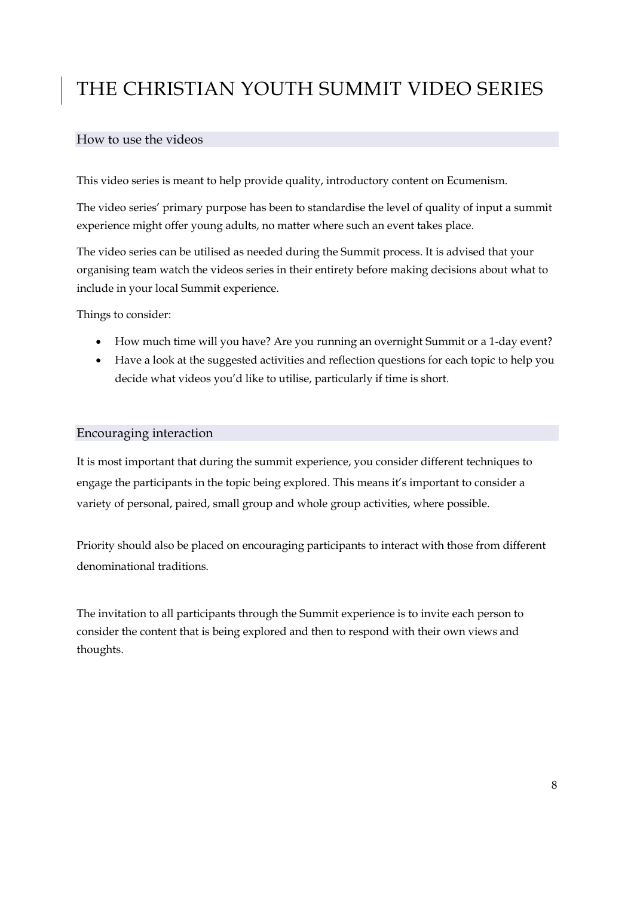# THE CHRISTIAN YOUTH SUMMIT VIDEO SERIES

## How to use the videos

This video series is meant to help provide quality, introductory content on Ecumenism.

The video series' primary purpose has been to standardise the level of quality of input a summit experience might offer young adults, no matter where such an event takes place.

The video series can be utilised as needed during the Summit process. It is advised that your organising team watch the videos series in their entirety before making decisions about what to include in your local Summit experience.

Things to consider:

- How much time will you have? Are you running an overnight Summit or a 1-day event?
- Have a look at the suggested activities and reflection questions for each topic to help you decide what videos you'd like to utilise, particularly if time is short.

## Encouraging interaction

It is most important that during the summit experience, you consider different techniques to engage the participants in the topic being explored. This means it's important to consider a variety of personal, paired, small group and whole group activities, where possible.

Priority should also be placed on encouraging participants to interact with those from different denominational traditions.

The invitation to all participants through the Summit experience is to invite each person to consider the content that is being explored and then to respond with their own views and thoughts.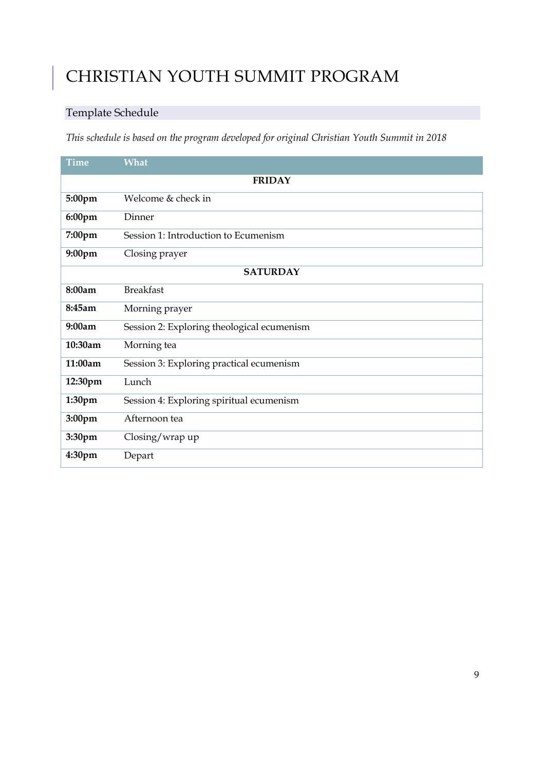# CHRISTIAN YOUTH SUMMIT PROGRAM

## Template Schedule

*This schedule is based on the program developed for original Christian Youth Summit in 2018*

| Time | What |
|---|---|
| | **FRIDAY** |
| **5:00pm** | Welcome & check in |
| **6:00pm** | Dinner |
| **7:00pm** | Session 1: Introduction to Ecumenism |
| **9:00pm** | Closing prayer |
| | **SATURDAY** |
| **8:00am** | Breakfast |
| **8:45am** | Morning prayer |
| **9:00am** | Session 2: Exploring theological ecumenism |
| **10:30am** | Morning tea |
| **11:00am** | Session 3: Exploring practical ecumenism |
| **12:30pm** | Lunch |
| **1:30pm** | Session 4: Exploring spiritual ecumenism |
| **3:00pm** | Afternoon tea |
| **3:30pm** | Closing/wrap up |
| **4:30pm** | Depart |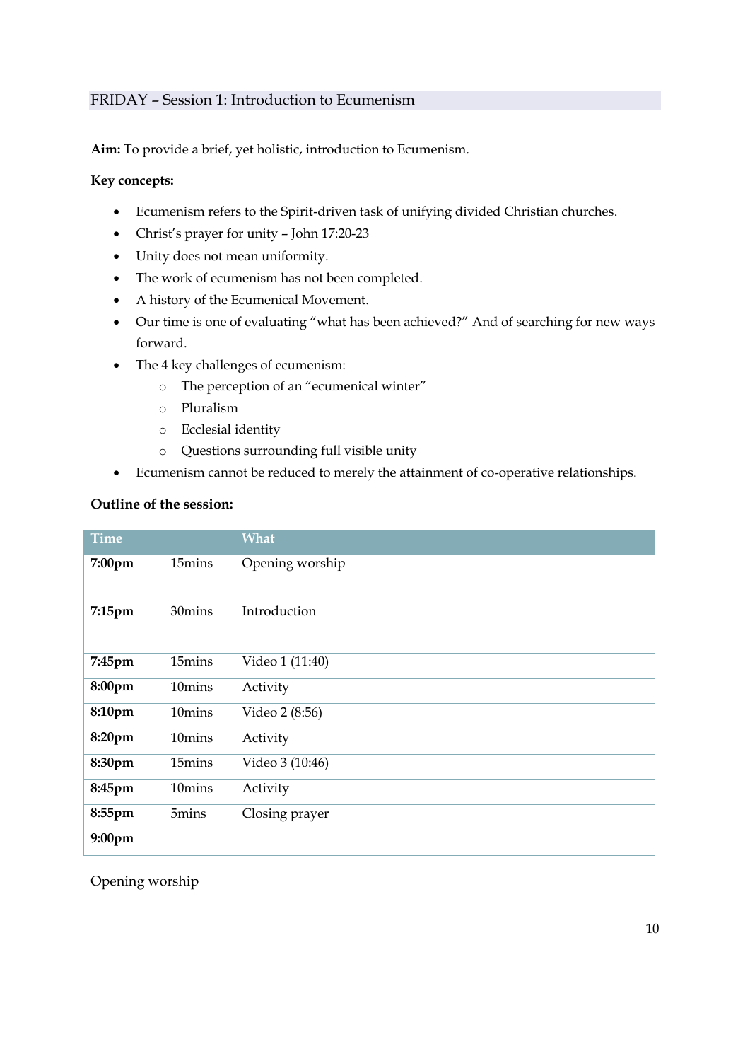## FRIDAY – Session 1: Introduction to Ecumenism

**Aim:** To provide a brief, yet holistic, introduction to Ecumenism.

**Key concepts:**

- Ecumenism refers to the Spirit-driven task of unifying divided Christian churches.
- Christ's prayer for unity – John 17:20-23
- Unity does not mean uniformity.
- The work of ecumenism has not been completed.
- A history of the Ecumenical Movement.
- Our time is one of evaluating "what has been achieved?" And of searching for new ways forward.
- The 4 key challenges of ecumenism:
  - The perception of an "ecumenical winter"
  - Pluralism
  - Ecclesial identity
  - Questions surrounding full visible unity
- Ecumenism cannot be reduced to merely the attainment of co-operative relationships.

**Outline of the session:**

| Time | | What |
|---|---|---|
| **7:00pm** | 15mins | Opening worship |
| **7:15pm** | 30mins | Introduction |
| **7:45pm** | 15mins | Video 1 (11:40) |
| **8:00pm** | 10mins | Activity |
| **8:10pm** | 10mins | Video 2 (8:56) |
| **8:20pm** | 10mins | Activity |
| **8:30pm** | 15mins | Video 3 (10:46) |
| **8:45pm** | 10mins | Activity |
| **8:55pm** | 5mins | Closing prayer |
| **9:00pm** | | |

Opening worship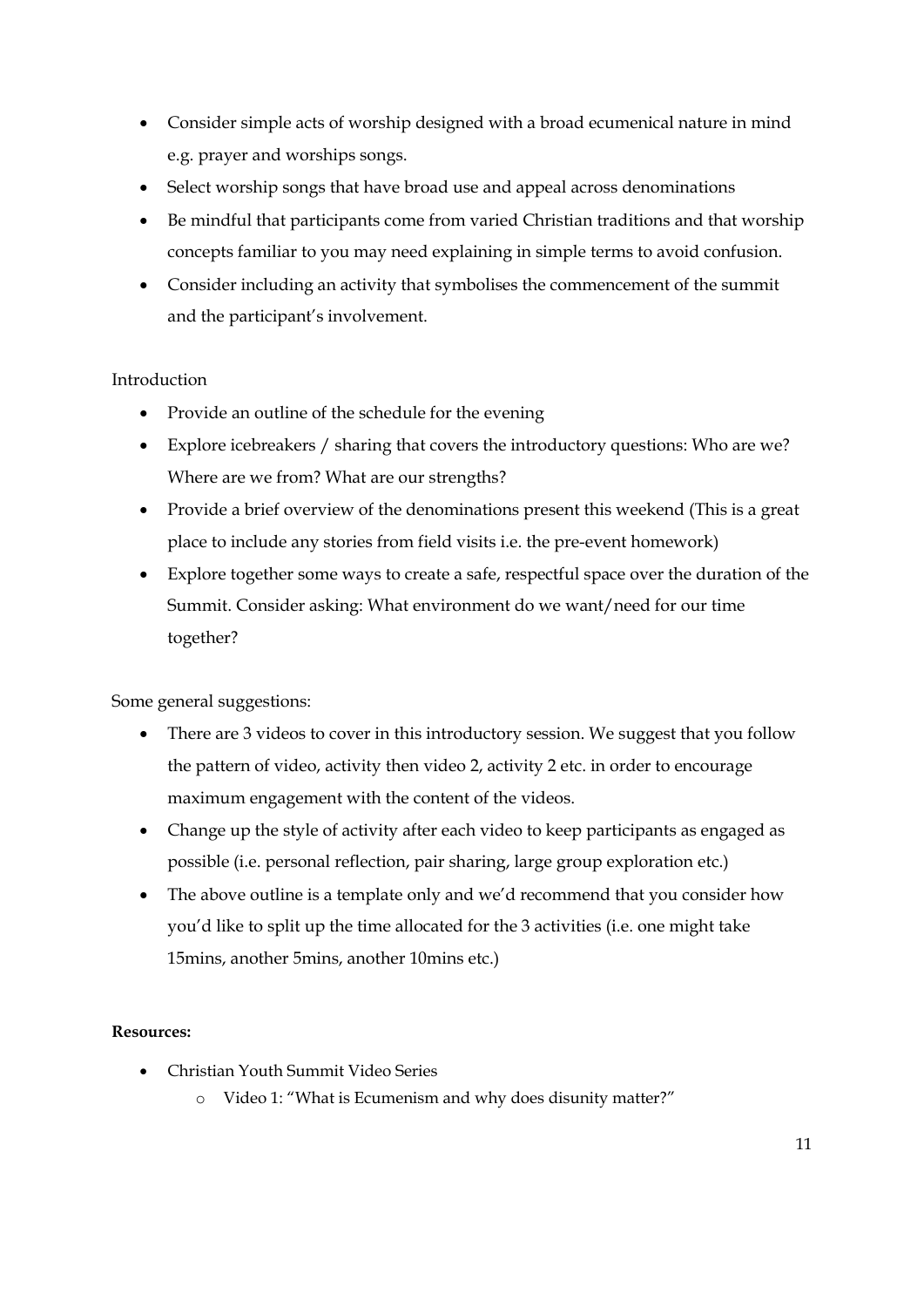- Consider simple acts of worship designed with a broad ecumenical nature in mind e.g. prayer and worships songs.
- Select worship songs that have broad use and appeal across denominations
- Be mindful that participants come from varied Christian traditions and that worship concepts familiar to you may need explaining in simple terms to avoid confusion.
- Consider including an activity that symbolises the commencement of the summit and the participant's involvement.

Introduction

- Provide an outline of the schedule for the evening
- Explore icebreakers / sharing that covers the introductory questions: Who are we? Where are we from? What are our strengths?
- Provide a brief overview of the denominations present this weekend (This is a great place to include any stories from field visits i.e. the pre-event homework)
- Explore together some ways to create a safe, respectful space over the duration of the Summit. Consider asking: What environment do we want/need for our time together?

Some general suggestions:

- There are 3 videos to cover in this introductory session. We suggest that you follow the pattern of video, activity then video 2, activity 2 etc. in order to encourage maximum engagement with the content of the videos.
- Change up the style of activity after each video to keep participants as engaged as possible (i.e. personal reflection, pair sharing, large group exploration etc.)
- The above outline is a template only and we'd recommend that you consider how you'd like to split up the time allocated for the 3 activities (i.e. one might take 15mins, another 5mins, another 10mins etc.)

**Resources:**

- Christian Youth Summit Video Series
    - Video 1: "What is Ecumenism and why does disunity matter?"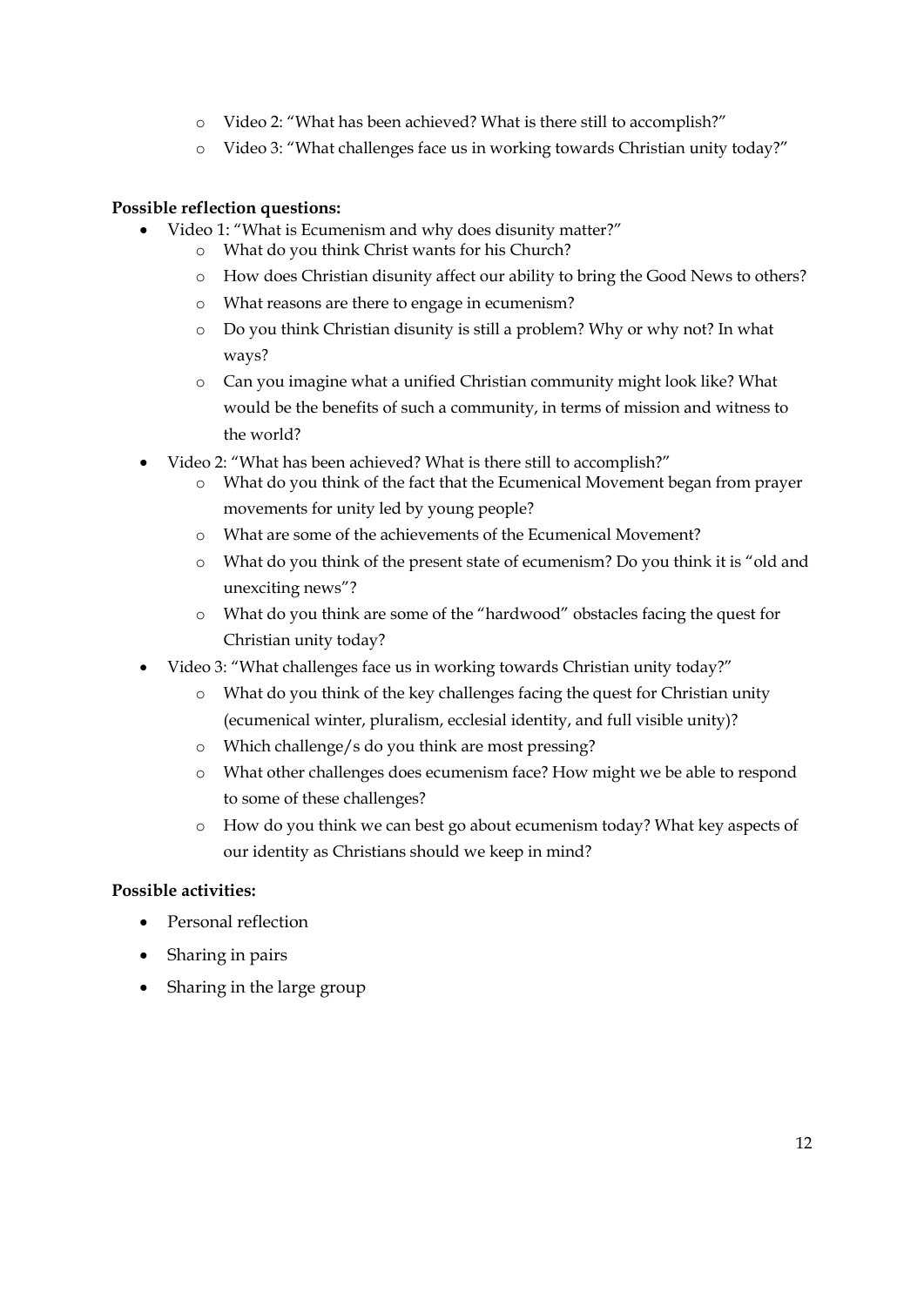- Video 2: "What has been achieved? What is there still to accomplish?"
  - Video 3: "What challenges face us in working towards Christian unity today?"

**Possible reflection questions:**

- Video 1: "What is Ecumenism and why does disunity matter?"
  - What do you think Christ wants for his Church?
  - How does Christian disunity affect our ability to bring the Good News to others?
  - What reasons are there to engage in ecumenism?
  - Do you think Christian disunity is still a problem? Why or why not? In what ways?
  - Can you imagine what a unified Christian community might look like? What would be the benefits of such a community, in terms of mission and witness to the world?
- Video 2: "What has been achieved? What is there still to accomplish?"
  - What do you think of the fact that the Ecumenical Movement began from prayer movements for unity led by young people?
  - What are some of the achievements of the Ecumenical Movement?
  - What do you think of the present state of ecumenism? Do you think it is "old and unexciting news"?
  - What do you think are some of the "hardwood" obstacles facing the quest for Christian unity today?
- Video 3: "What challenges face us in working towards Christian unity today?"
  - What do you think of the key challenges facing the quest for Christian unity (ecumenical winter, pluralism, ecclesial identity, and full visible unity)?
  - Which challenge/s do you think are most pressing?
  - What other challenges does ecumenism face? How might we be able to respond to some of these challenges?
  - How do you think we can best go about ecumenism today? What key aspects of our identity as Christians should we keep in mind?

**Possible activities:**

- Personal reflection
- Sharing in pairs
- Sharing in the large group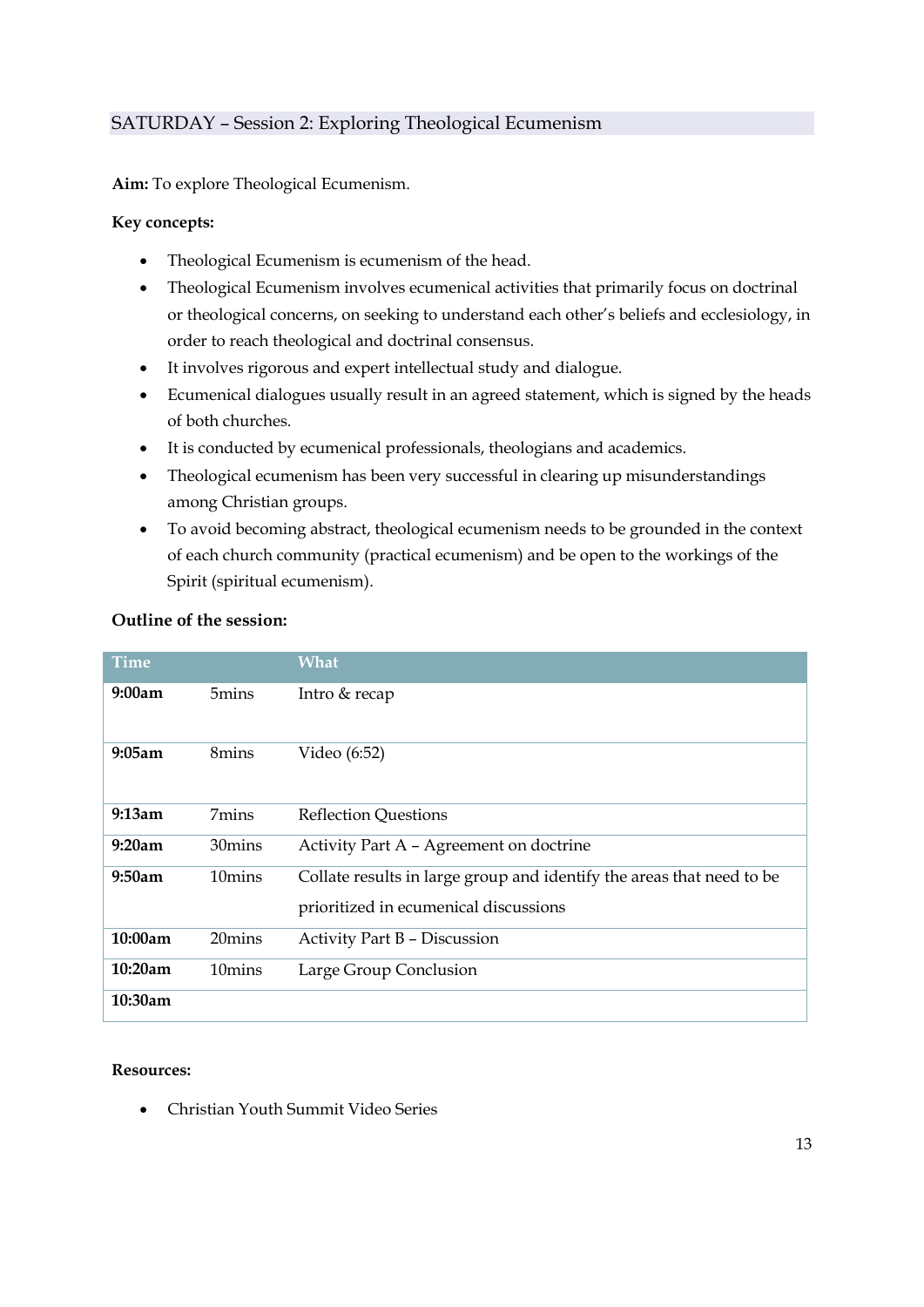## SATURDAY – Session 2: Exploring Theological Ecumenism

**Aim:** To explore Theological Ecumenism.

**Key concepts:**

- Theological Ecumenism is ecumenism of the head.
- Theological Ecumenism involves ecumenical activities that primarily focus on doctrinal or theological concerns, on seeking to understand each other's beliefs and ecclesiology, in order to reach theological and doctrinal consensus.
- It involves rigorous and expert intellectual study and dialogue.
- Ecumenical dialogues usually result in an agreed statement, which is signed by the heads of both churches.
- It is conducted by ecumenical professionals, theologians and academics.
- Theological ecumenism has been very successful in clearing up misunderstandings among Christian groups.
- To avoid becoming abstract, theological ecumenism needs to be grounded in the context of each church community (practical ecumenism) and be open to the workings of the Spirit (spiritual ecumenism).

**Outline of the session:**

| Time | | What |
|---|---|---|
| **9:00am** | 5mins | Intro & recap |
| **9:05am** | 8mins | Video (6:52) |
| **9:13am** | 7mins | Reflection Questions |
| **9:20am** | 30mins | Activity Part A – Agreement on doctrine |
| **9:50am** | 10mins | Collate results in large group and identify the areas that need to be prioritized in ecumenical discussions |
| **10:00am** | 20mins | Activity Part B – Discussion |
| **10:20am** | 10mins | Large Group Conclusion |
| **10:30am** | | |

**Resources:**

- Christian Youth Summit Video Series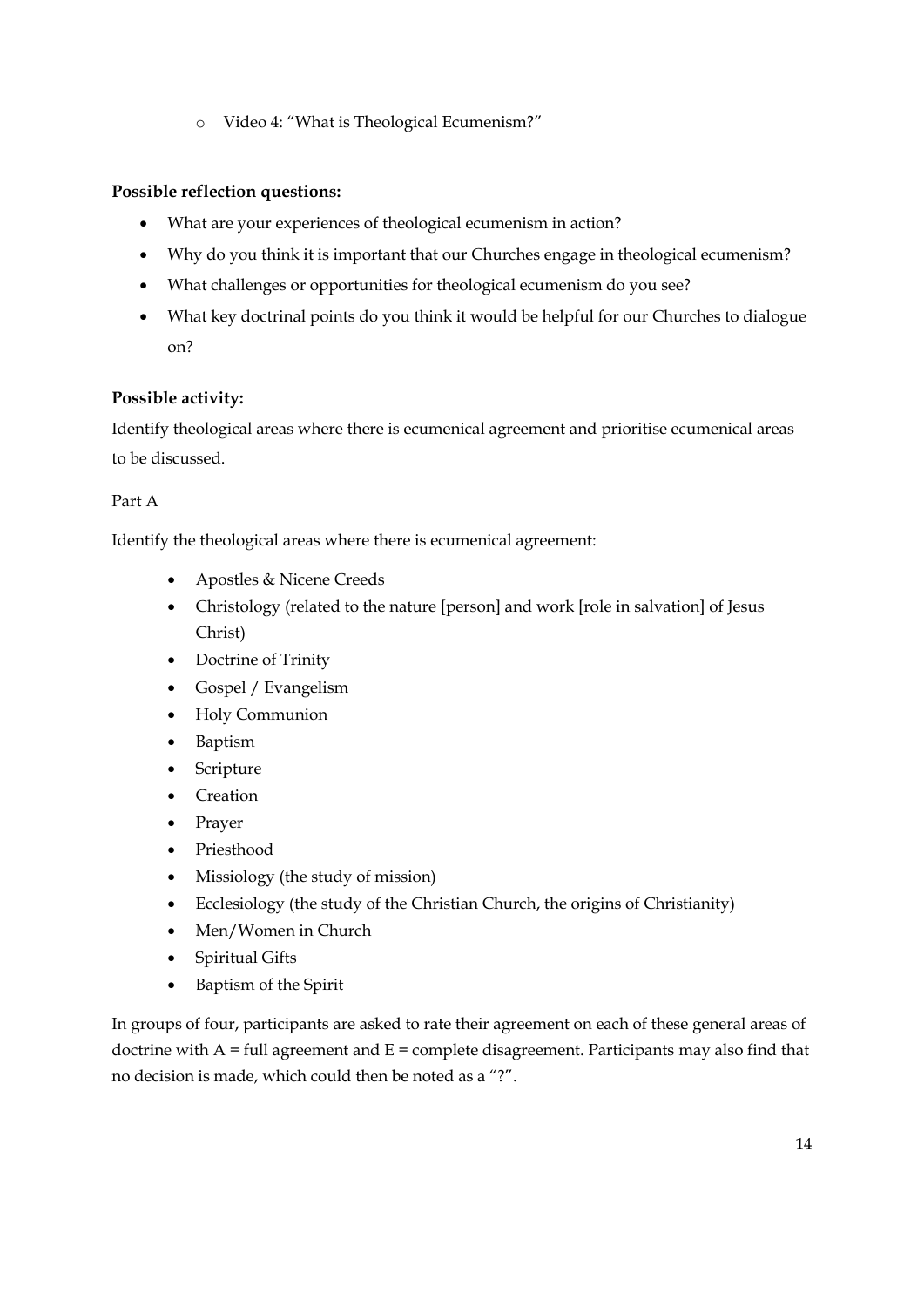- Video 4: "What is Theological Ecumenism?"

**Possible reflection questions:**

- What are your experiences of theological ecumenism in action?
- Why do you think it is important that our Churches engage in theological ecumenism?
- What challenges or opportunities for theological ecumenism do you see?
- What key doctrinal points do you think it would be helpful for our Churches to dialogue on?

**Possible activity:**

Identify theological areas where there is ecumenical agreement and prioritise ecumenical areas to be discussed.

Part A

Identify the theological areas where there is ecumenical agreement:

- Apostles & Nicene Creeds
- Christology (related to the nature [person] and work [role in salvation] of Jesus Christ)
- Doctrine of Trinity
- Gospel / Evangelism
- Holy Communion
- Baptism
- Scripture
- Creation
- Prayer
- Priesthood
- Missiology (the study of mission)
- Ecclesiology (the study of the Christian Church, the origins of Christianity)
- Men/Women in Church
- Spiritual Gifts
- Baptism of the Spirit

In groups of four, participants are asked to rate their agreement on each of these general areas of doctrine with A = full agreement and E = complete disagreement. Participants may also find that no decision is made, which could then be noted as a "?".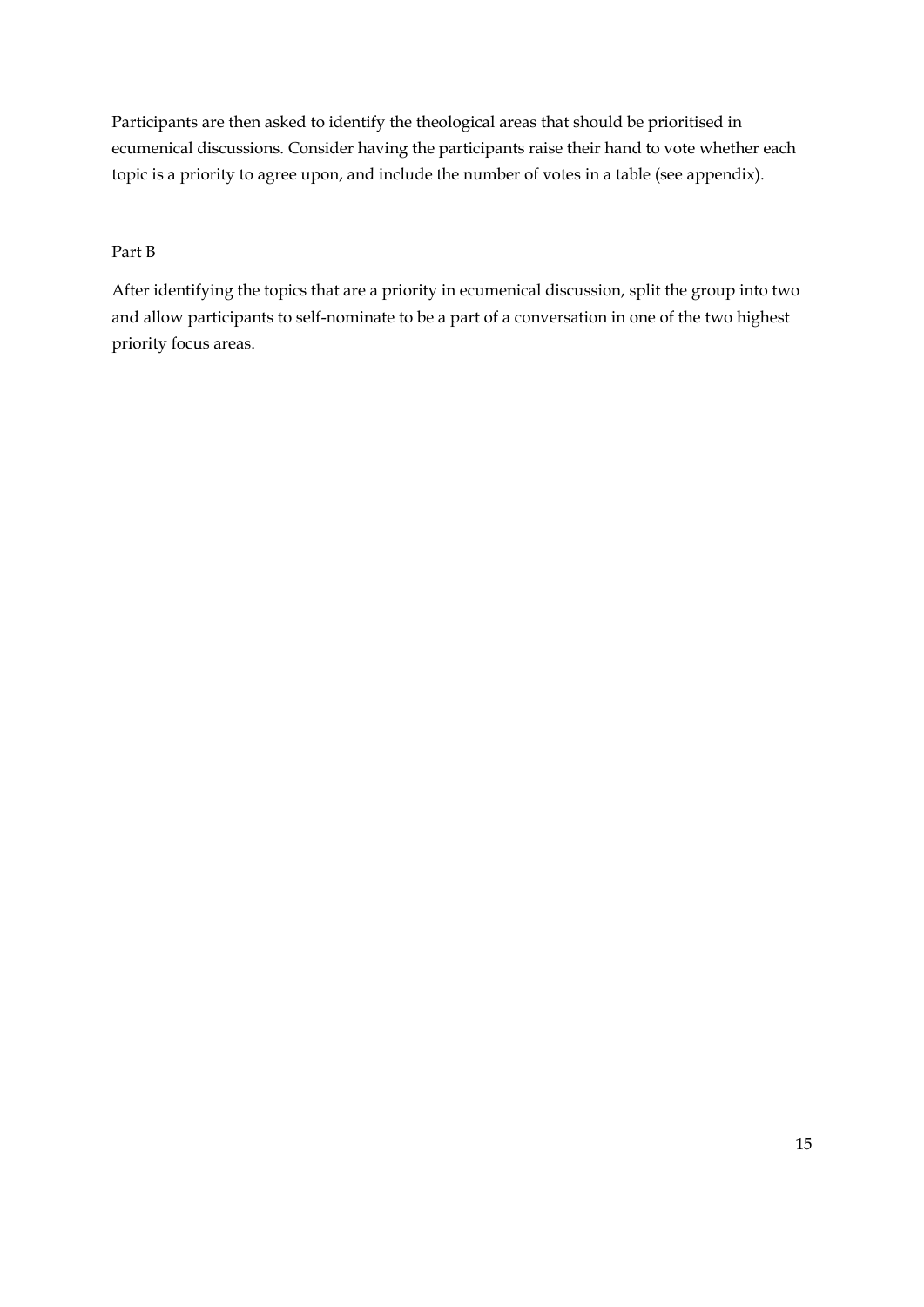Participants are then asked to identify the theological areas that should be prioritised in ecumenical discussions. Consider having the participants raise their hand to vote whether each topic is a priority to agree upon, and include the number of votes in a table (see appendix).

Part B

After identifying the topics that are a priority in ecumenical discussion, split the group into two and allow participants to self-nominate to be a part of a conversation in one of the two highest priority focus areas.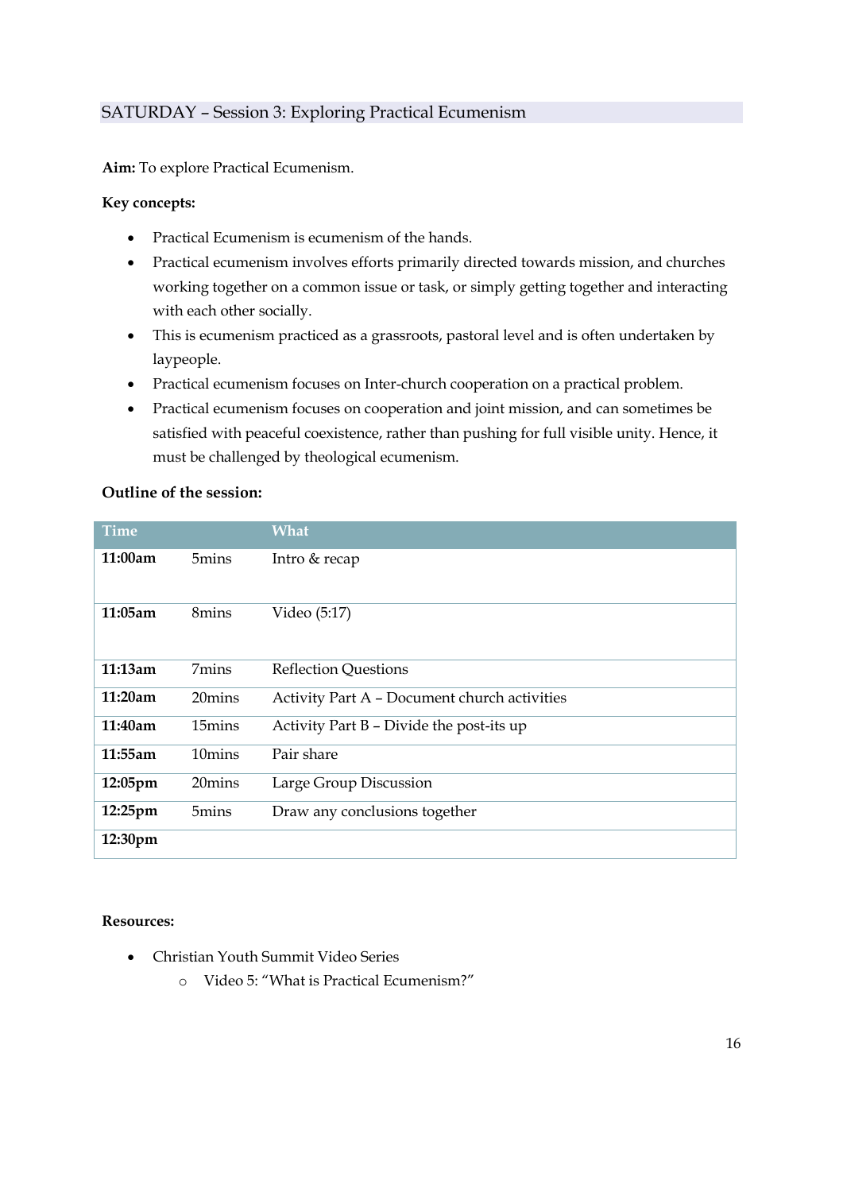## SATURDAY – Session 3: Exploring Practical Ecumenism

**Aim:** To explore Practical Ecumenism.

**Key concepts:**

- Practical Ecumenism is ecumenism of the hands.
- Practical ecumenism involves efforts primarily directed towards mission, and churches working together on a common issue or task, or simply getting together and interacting with each other socially.
- This is ecumenism practiced as a grassroots, pastoral level and is often undertaken by laypeople.
- Practical ecumenism focuses on Inter-church cooperation on a practical problem.
- Practical ecumenism focuses on cooperation and joint mission, and can sometimes be satisfied with peaceful coexistence, rather than pushing for full visible unity. Hence, it must be challenged by theological ecumenism.

**Outline of the session:**

| Time | | What |
|---|---|---|
| **11:00am** | 5mins | Intro & recap |
| **11:05am** | 8mins | Video (5:17) |
| **11:13am** | 7mins | Reflection Questions |
| **11:20am** | 20mins | Activity Part A – Document church activities |
| **11:40am** | 15mins | Activity Part B – Divide the post-its up |
| **11:55am** | 10mins | Pair share |
| **12:05pm** | 20mins | Large Group Discussion |
| **12:25pm** | 5mins | Draw any conclusions together |
| **12:30pm** | | |

**Resources:**

- Christian Youth Summit Video Series
  - Video 5: "What is Practical Ecumenism?"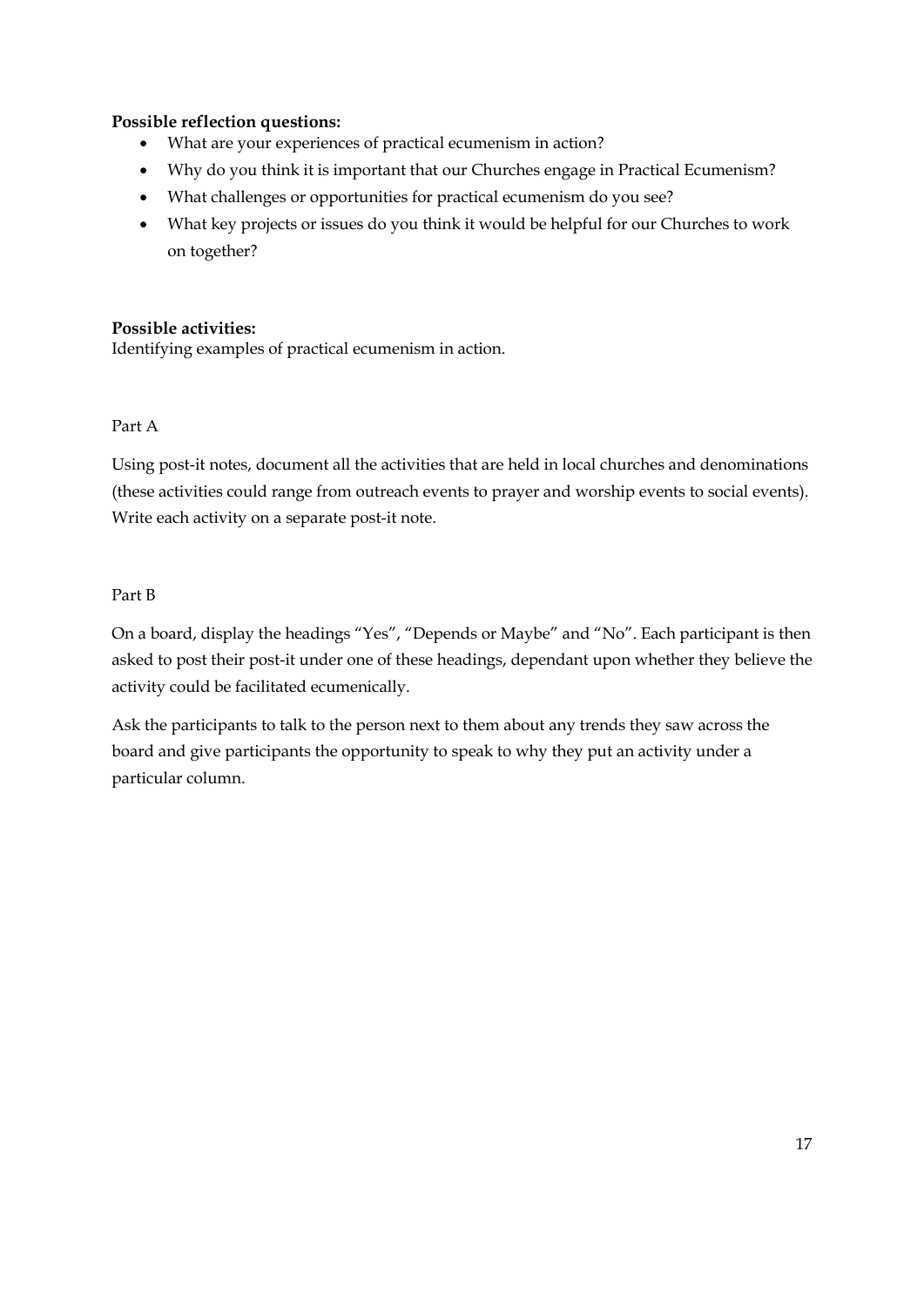**Possible reflection questions:**

- What are your experiences of practical ecumenism in action?
- Why do you think it is important that our Churches engage in Practical Ecumenism?
- What challenges or opportunities for practical ecumenism do you see?
- What key projects or issues do you think it would be helpful for our Churches to work on together?

**Possible activities:**

Identifying examples of practical ecumenism in action.

Part A

Using post-it notes, document all the activities that are held in local churches and denominations (these activities could range from outreach events to prayer and worship events to social events). Write each activity on a separate post-it note.

Part B

On a board, display the headings "Yes", "Depends or Maybe" and "No". Each participant is then asked to post their post-it under one of these headings, dependant upon whether they believe the activity could be facilitated ecumenically.

Ask the participants to talk to the person next to them about any trends they saw across the board and give participants the opportunity to speak to why they put an activity under a particular column.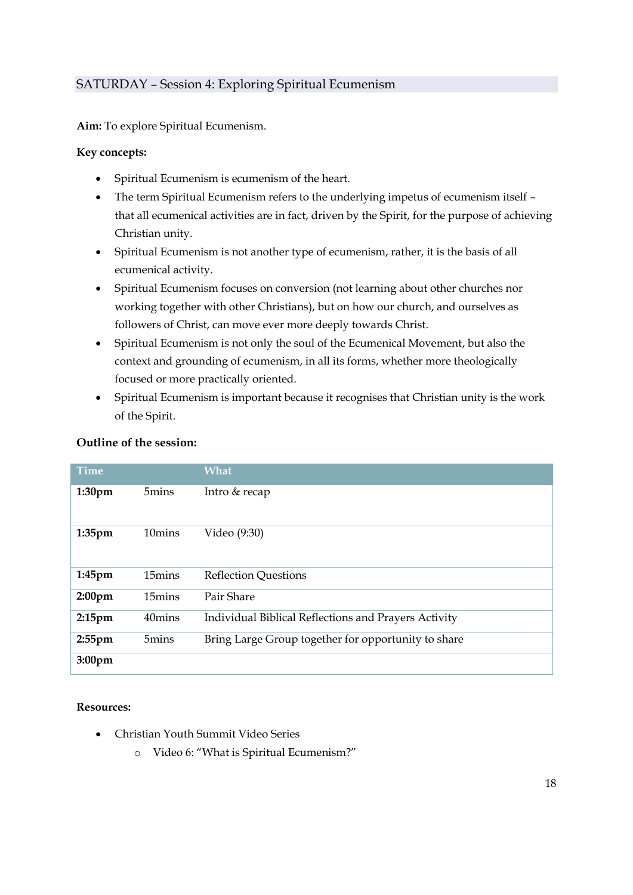## SATURDAY – Session 4: Exploring Spiritual Ecumenism

**Aim:** To explore Spiritual Ecumenism.

**Key concepts:**

- Spiritual Ecumenism is ecumenism of the heart.
- The term Spiritual Ecumenism refers to the underlying impetus of ecumenism itself – that all ecumenical activities are in fact, driven by the Spirit, for the purpose of achieving Christian unity.
- Spiritual Ecumenism is not another type of ecumenism, rather, it is the basis of all ecumenical activity.
- Spiritual Ecumenism focuses on conversion (not learning about other churches nor working together with other Christians), but on how our church, and ourselves as followers of Christ, can move ever more deeply towards Christ.
- Spiritual Ecumenism is not only the soul of the Ecumenical Movement, but also the context and grounding of ecumenism, in all its forms, whether more theologically focused or more practically oriented.
- Spiritual Ecumenism is important because it recognises that Christian unity is the work of the Spirit.

**Outline of the session:**

| Time | | What |
|---|---|---|
| **1:30pm** | 5mins | Intro & recap |
| **1:35pm** | 10mins | Video (9:30) |
| **1:45pm** | 15mins | Reflection Questions |
| **2:00pm** | 15mins | Pair Share |
| **2:15pm** | 40mins | Individual Biblical Reflections and Prayers Activity |
| **2:55pm** | 5mins | Bring Large Group together for opportunity to share |
| **3:00pm** | | |

**Resources:**

- Christian Youth Summit Video Series
  - Video 6: "What is Spiritual Ecumenism?"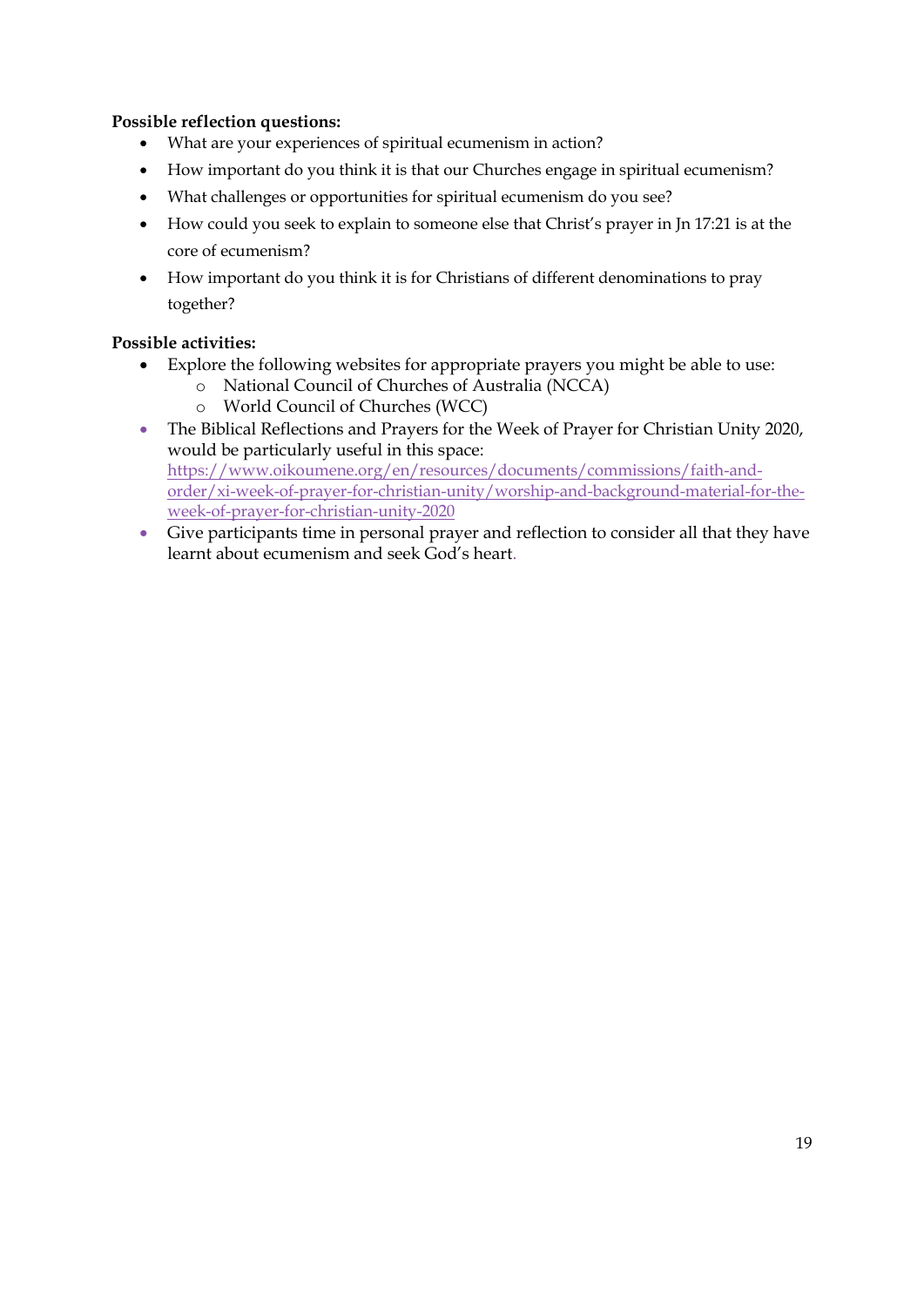**Possible reflection questions:**

- What are your experiences of spiritual ecumenism in action?
- How important do you think it is that our Churches engage in spiritual ecumenism?
- What challenges or opportunities for spiritual ecumenism do you see?
- How could you seek to explain to someone else that Christ's prayer in Jn 17:21 is at the core of ecumenism?
- How important do you think it is for Christians of different denominations to pray together?

**Possible activities:**

- Explore the following websites for appropriate prayers you might be able to use:
  - National Council of Churches of Australia (NCCA)
  - World Council of Churches (WCC)
- The Biblical Reflections and Prayers for the Week of Prayer for Christian Unity 2020, would be particularly useful in this space: https://www.oikoumene.org/en/resources/documents/commissions/faith-and-order/xi-week-of-prayer-for-christian-unity/worship-and-background-material-for-the-week-of-prayer-for-christian-unity-2020
- Give participants time in personal prayer and reflection to consider all that they have learnt about ecumenism and seek God's heart.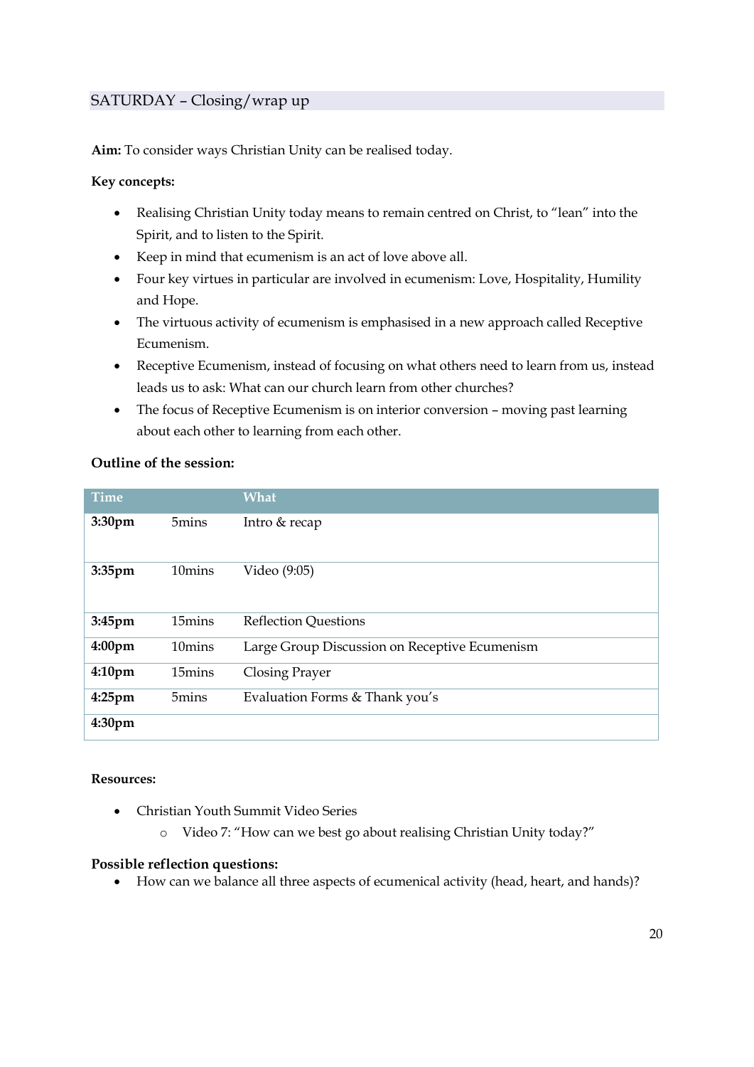## SATURDAY – Closing/wrap up

**Aim:** To consider ways Christian Unity can be realised today.

**Key concepts:**

- Realising Christian Unity today means to remain centred on Christ, to "lean" into the Spirit, and to listen to the Spirit.
- Keep in mind that ecumenism is an act of love above all.
- Four key virtues in particular are involved in ecumenism: Love, Hospitality, Humility and Hope.
- The virtuous activity of ecumenism is emphasised in a new approach called Receptive Ecumenism.
- Receptive Ecumenism, instead of focusing on what others need to learn from us, instead leads us to ask: What can our church learn from other churches?
- The focus of Receptive Ecumenism is on interior conversion – moving past learning about each other to learning from each other.

**Outline of the session:**

| Time | | What |
|---|---|---|
| **3:30pm** | 5mins | Intro & recap |
| **3:35pm** | 10mins | Video (9:05) |
| **3:45pm** | 15mins | Reflection Questions |
| **4:00pm** | 10mins | Large Group Discussion on Receptive Ecumenism |
| **4:10pm** | 15mins | Closing Prayer |
| **4:25pm** | 5mins | Evaluation Forms & Thank you's |
| **4:30pm** | | |

**Resources:**

- Christian Youth Summit Video Series
  - Video 7: "How can we best go about realising Christian Unity today?"

**Possible reflection questions:**

- How can we balance all three aspects of ecumenical activity (head, heart, and hands)?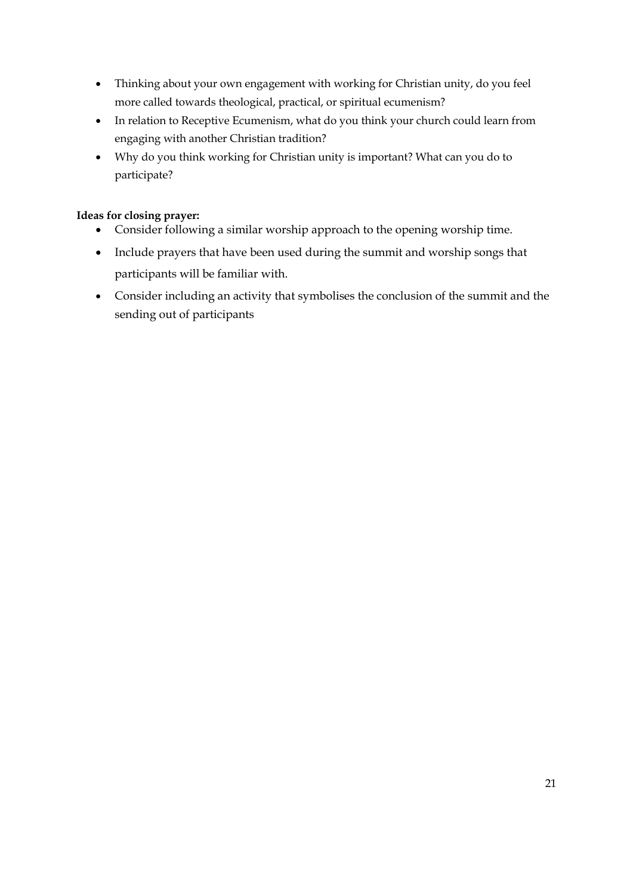- Thinking about your own engagement with working for Christian unity, do you feel more called towards theological, practical, or spiritual ecumenism?
- In relation to Receptive Ecumenism, what do you think your church could learn from engaging with another Christian tradition?
- Why do you think working for Christian unity is important? What can you do to participate?

**Ideas for closing prayer:**

- Consider following a similar worship approach to the opening worship time.
- Include prayers that have been used during the summit and worship songs that participants will be familiar with.
- Consider including an activity that symbolises the conclusion of the summit and the sending out of participants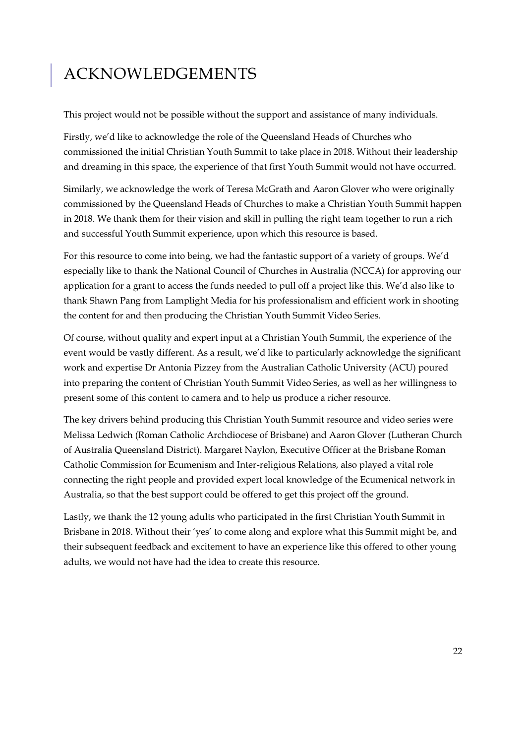# ACKNOWLEDGEMENTS

This project would not be possible without the support and assistance of many individuals.

Firstly, we'd like to acknowledge the role of the Queensland Heads of Churches who commissioned the initial Christian Youth Summit to take place in 2018. Without their leadership and dreaming in this space, the experience of that first Youth Summit would not have occurred.

Similarly, we acknowledge the work of Teresa McGrath and Aaron Glover who were originally commissioned by the Queensland Heads of Churches to make a Christian Youth Summit happen in 2018. We thank them for their vision and skill in pulling the right team together to run a rich and successful Youth Summit experience, upon which this resource is based.

For this resource to come into being, we had the fantastic support of a variety of groups. We'd especially like to thank the National Council of Churches in Australia (NCCA) for approving our application for a grant to access the funds needed to pull off a project like this. We'd also like to thank Shawn Pang from Lamplight Media for his professionalism and efficient work in shooting the content for and then producing the Christian Youth Summit Video Series.

Of course, without quality and expert input at a Christian Youth Summit, the experience of the event would be vastly different. As a result, we'd like to particularly acknowledge the significant work and expertise Dr Antonia Pizzey from the Australian Catholic University (ACU) poured into preparing the content of Christian Youth Summit Video Series, as well as her willingness to present some of this content to camera and to help us produce a richer resource.

The key drivers behind producing this Christian Youth Summit resource and video series were Melissa Ledwich (Roman Catholic Archdiocese of Brisbane) and Aaron Glover (Lutheran Church of Australia Queensland District). Margaret Naylon, Executive Officer at the Brisbane Roman Catholic Commission for Ecumenism and Inter-religious Relations, also played a vital role connecting the right people and provided expert local knowledge of the Ecumenical network in Australia, so that the best support could be offered to get this project off the ground.

Lastly, we thank the 12 young adults who participated in the first Christian Youth Summit in Brisbane in 2018. Without their 'yes' to come along and explore what this Summit might be, and their subsequent feedback and excitement to have an experience like this offered to other young adults, we would not have had the idea to create this resource.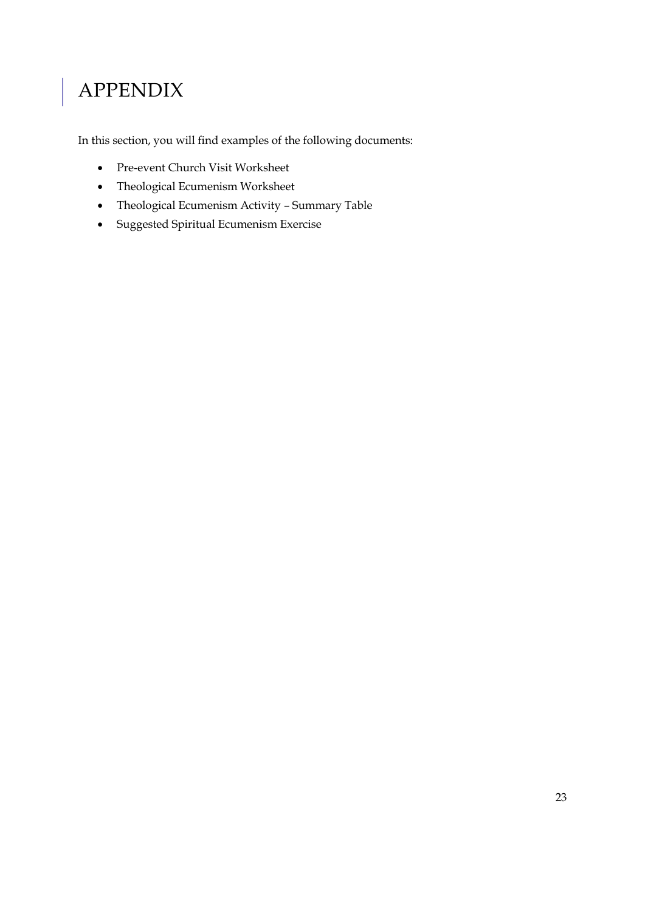# APPENDIX

In this section, you will find examples of the following documents:

- Pre-event Church Visit Worksheet
- Theological Ecumenism Worksheet
- Theological Ecumenism Activity – Summary Table
- Suggested Spiritual Ecumenism Exercise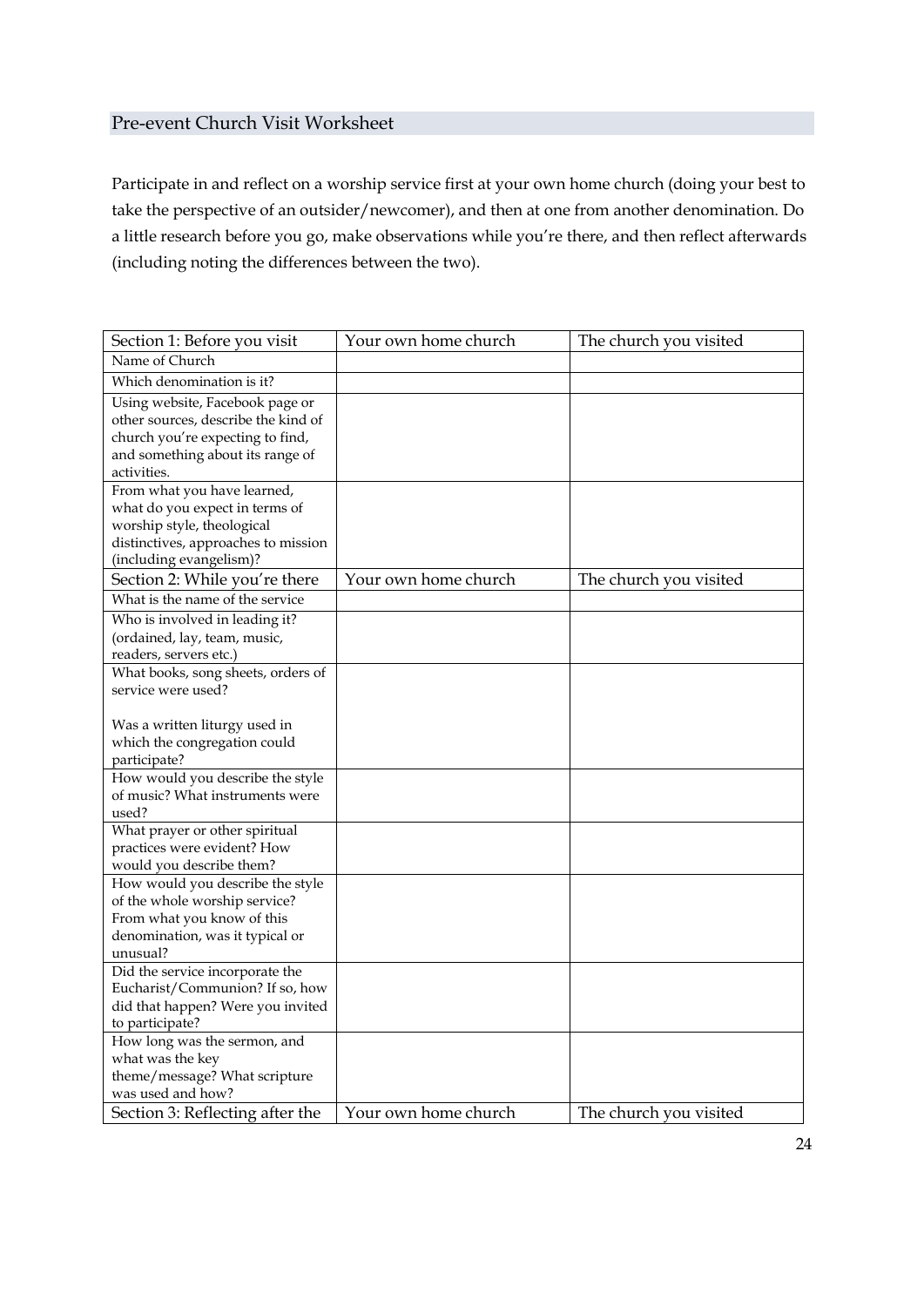## Pre-event Church Visit Worksheet

Participate in and reflect on a worship service first at your own home church (doing your best to take the perspective of an outsider/newcomer), and then at one from another denomination. Do a little research before you go, make observations while you're there, and then reflect afterwards (including noting the differences between the two).

| Section 1: Before you visit | Your own home church | The church you visited |
|---|---|---|
| Name of Church | | |
| Which denomination is it? | | |
| Using website, Facebook page or other sources, describe the kind of church you're expecting to find, and something about its range of activities. | | |
| From what you have learned, what do you expect in terms of worship style, theological distinctives, approaches to mission (including evangelism)? | | |
| **Section 2: While you're there** | **Your own home church** | **The church you visited** |
| What is the name of the service | | |
| Who is involved in leading it? (ordained, lay, team, music, readers, servers etc.) | | |
| What books, song sheets, orders of service were used?<br><br>Was a written liturgy used in which the congregation could participate? | | |
| How would you describe the style of music? What instruments were used? | | |
| What prayer or other spiritual practices were evident? How would you describe them? | | |
| How would you describe the style of the whole worship service? From what you know of this denomination, was it typical or unusual? | | |
| Did the service incorporate the Eucharist/Communion? If so, how did that happen? Were you invited to participate? | | |
| How long was the sermon, and what was the key theme/message? What scripture was used and how? | | |
| **Section 3: Reflecting after the** | **Your own home church** | **The church you visited** |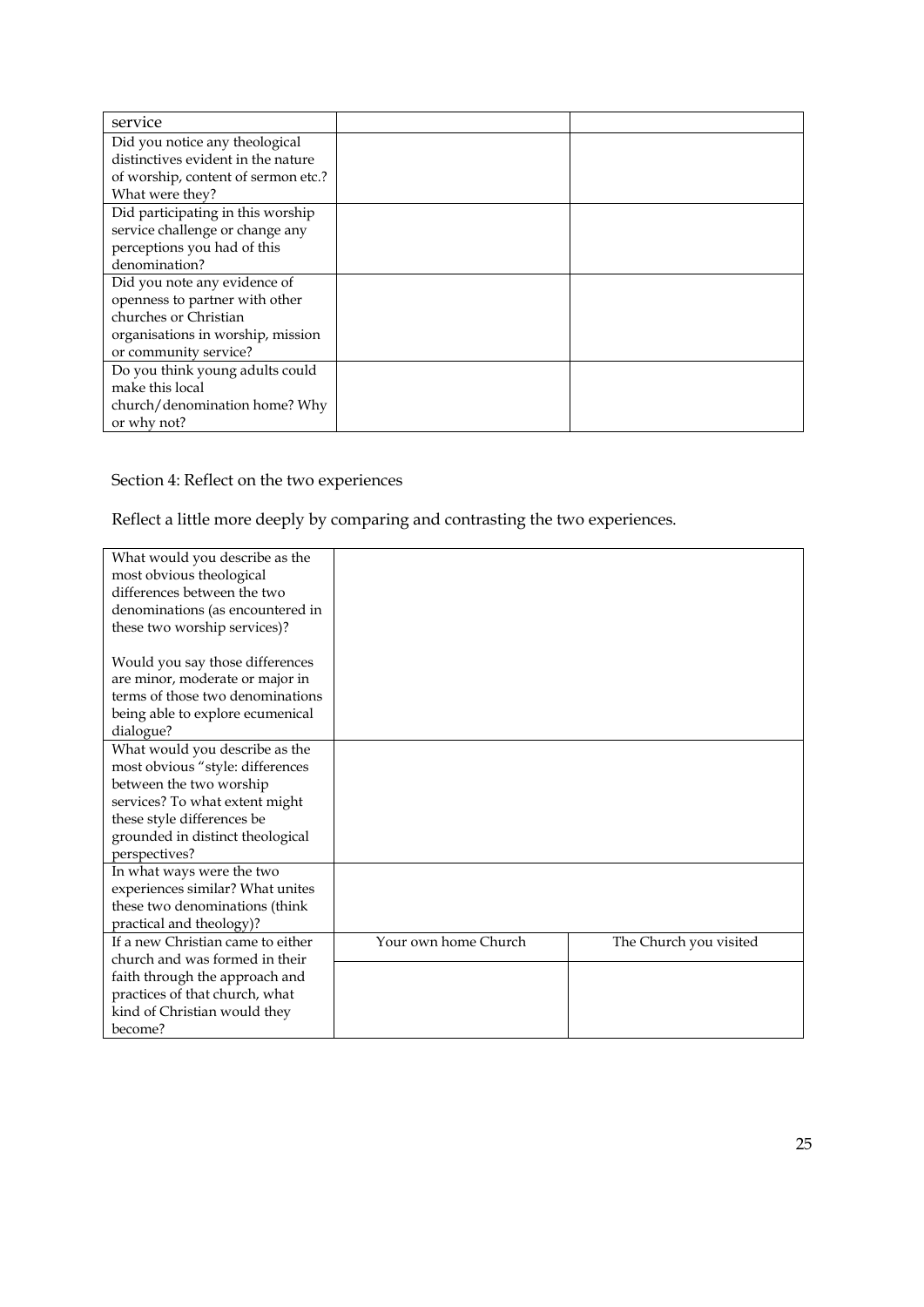| service | | |
|---|---|---|
| Did you notice any theological distinctives evident in the nature of worship, content of sermon etc.? What were they? | | |
| Did participating in this worship service challenge or change any perceptions you had of this denomination? | | |
| Did you note any evidence of openness to partner with other churches or Christian organisations in worship, mission or community service? | | |
| Do you think young adults could make this local church/denomination home? Why or why not? | | |

Section 4: Reflect on the two experiences

Reflect a little more deeply by comparing and contrasting the two experiences.

| | | |
|---|---|---|
| What would you describe as the most obvious theological differences between the two denominations (as encountered in these two worship services)?<br><br>Would you say those differences are minor, moderate or major in terms of those two denominations being able to explore ecumenical dialogue? | | |
| What would you describe as the most obvious "style: differences between the two worship services? To what extent might these style differences be grounded in distinct theological perspectives? | | |
| In what ways were the two experiences similar? What unites these two denominations (think practical and theology)? | | |
| If a new Christian came to either church and was formed in their faith through the approach and practices of that church, what kind of Christian would they become? | Your own home Church | The Church you visited |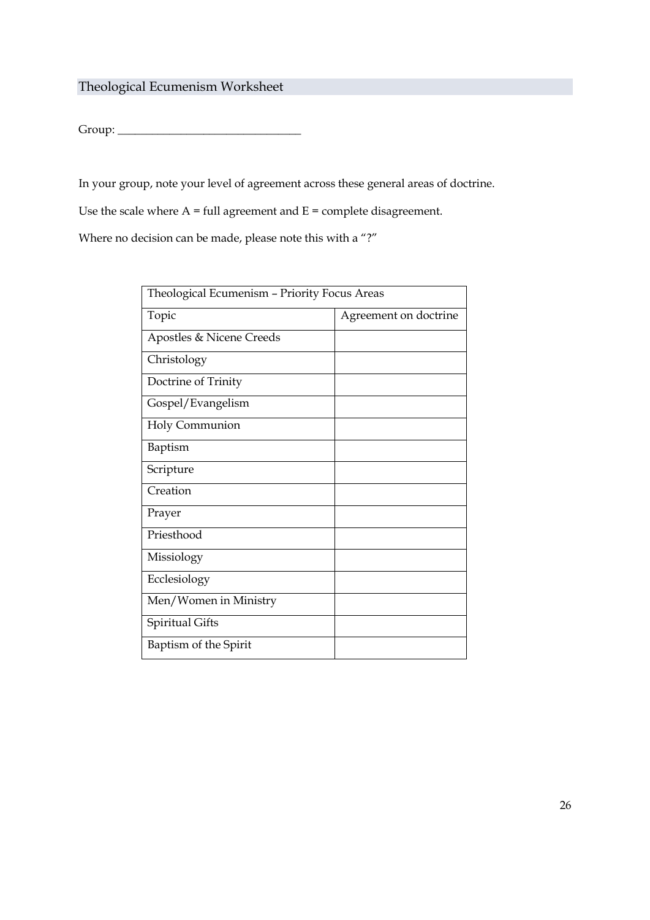## Theological Ecumenism Worksheet

Group: _______________________________

In your group, note your level of agreement across these general areas of doctrine.

Use the scale where A = full agreement and E = complete disagreement.

Where no decision can be made, please note this with a "?"

| Theological Ecumenism – Priority Focus Areas | |
|---|---|
| Topic | Agreement on doctrine |
| Apostles & Nicene Creeds | |
| Christology | |
| Doctrine of Trinity | |
| Gospel/Evangelism | |
| Holy Communion | |
| Baptism | |
| Scripture | |
| Creation | |
| Prayer | |
| Priesthood | |
| Missiology | |
| Ecclesiology | |
| Men/Women in Ministry | |
| Spiritual Gifts | |
| Baptism of the Spirit | |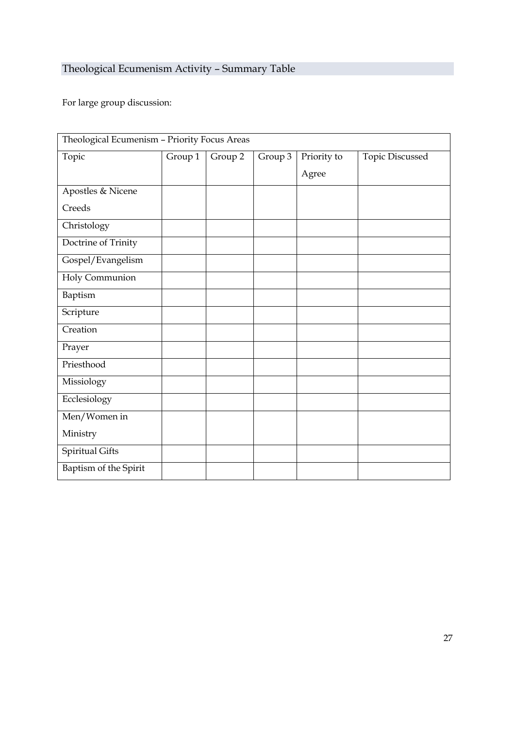## Theological Ecumenism Activity – Summary Table

For large group discussion:

| Theological Ecumenism – Priority Focus Areas | | | | | |
|---|---|---|---|---|---|
| Topic | Group 1 | Group 2 | Group 3 | Priority to Agree | Topic Discussed |
| Apostles & Nicene Creeds | | | | | |
| Christology | | | | | |
| Doctrine of Trinity | | | | | |
| Gospel/Evangelism | | | | | |
| Holy Communion | | | | | |
| Baptism | | | | | |
| Scripture | | | | | |
| Creation | | | | | |
| Prayer | | | | | |
| Priesthood | | | | | |
| Missiology | | | | | |
| Ecclesiology | | | | | |
| Men/Women in Ministry | | | | | |
| Spiritual Gifts | | | | | |
| Baptism of the Spirit | | | | | |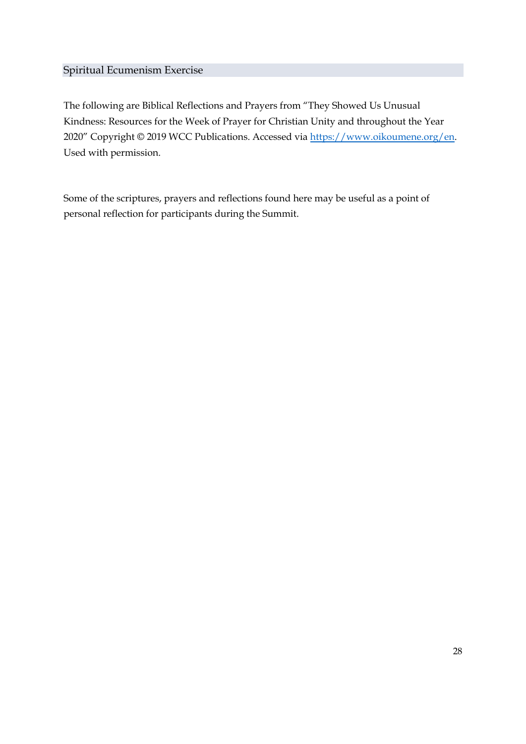## Spiritual Ecumenism Exercise

The following are Biblical Reflections and Prayers from "They Showed Us Unusual Kindness: Resources for the Week of Prayer for Christian Unity and throughout the Year 2020" Copyright © 2019 WCC Publications. Accessed via [https://www.oikoumene.org/en](https://www.oikoumene.org/en). Used with permission.

Some of the scriptures, prayers and reflections found here may be useful as a point of personal reflection for participants during the Summit.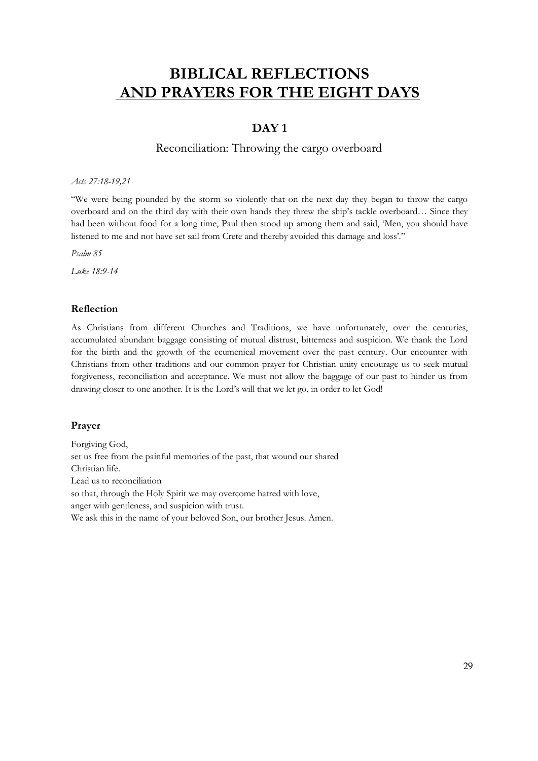# BIBLICAL REFLECTIONS AND PRAYERS FOR THE EIGHT DAYS

## DAY 1

### Reconciliation: Throwing the cargo overboard

*Acts 27:18-19,21*

"We were being pounded by the storm so violently that on the next day they began to throw the cargo overboard and on the third day with their own hands they threw the ship's tackle overboard… Since they had been without food for a long time, Paul then stood up among them and said, 'Men, you should have listened to me and not have set sail from Crete and thereby avoided this damage and loss'."

*Psalm 85*

*Luke 18:9-14*

#### Reflection

As Christians from different Churches and Traditions, we have unfortunately, over the centuries, accumulated abundant baggage consisting of mutual distrust, bitterness and suspicion. We thank the Lord for the birth and the growth of the ecumenical movement over the past century. Our encounter with Christians from other traditions and our common prayer for Christian unity encourage us to seek mutual forgiveness, reconciliation and acceptance. We must not allow the baggage of our past to hinder us from drawing closer to one another. It is the Lord's will that we let go, in order to let God!

#### Prayer

Forgiving God,
set us free from the painful memories of the past, that wound our shared
Christian life.
Lead us to reconciliation
so that, through the Holy Spirit we may overcome hatred with love,
anger with gentleness, and suspicion with trust.
We ask this in the name of your beloved Son, our brother Jesus. Amen.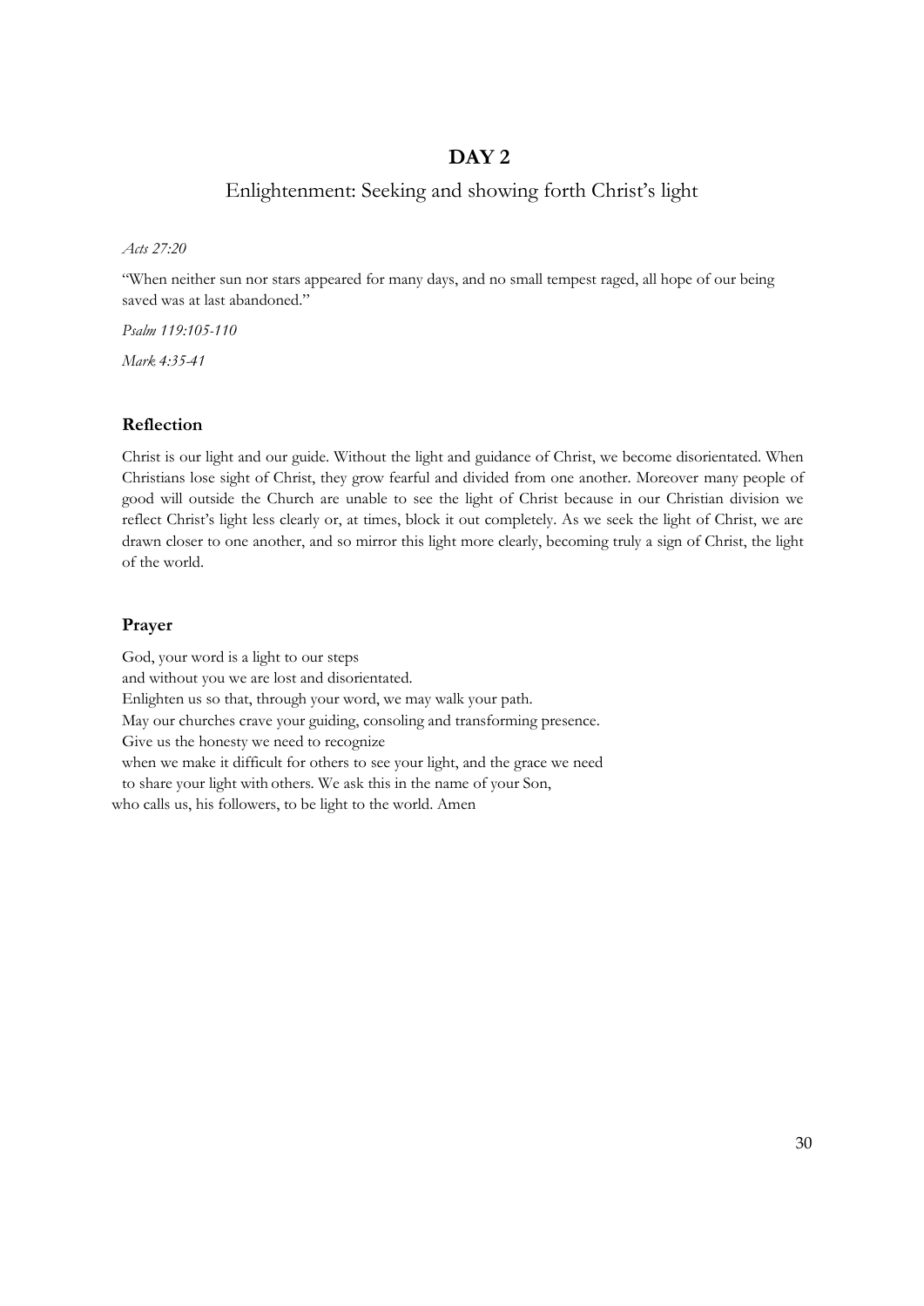## DAY 2

### Enlightenment: Seeking and showing forth Christ's light

*Acts 27:20*

"When neither sun nor stars appeared for many days, and no small tempest raged, all hope of our being saved was at last abandoned."

*Psalm 119:105-110*

*Mark 4:35-41*

### Reflection

Christ is our light and our guide. Without the light and guidance of Christ, we become disorientated. When Christians lose sight of Christ, they grow fearful and divided from one another. Moreover many people of good will outside the Church are unable to see the light of Christ because in our Christian division we reflect Christ's light less clearly or, at times, block it out completely. As we seek the light of Christ, we are drawn closer to one another, and so mirror this light more clearly, becoming truly a sign of Christ, the light of the world.

### Prayer

God, your word is a light to our steps
and without you we are lost and disorientated.
Enlighten us so that, through your word, we may walk your path.
May our churches crave your guiding, consoling and transforming presence.
Give us the honesty we need to recognize
when we make it difficult for others to see your light, and the grace we need
to share your light with others. We ask this in the name of your Son,
who calls us, his followers, to be light to the world. Amen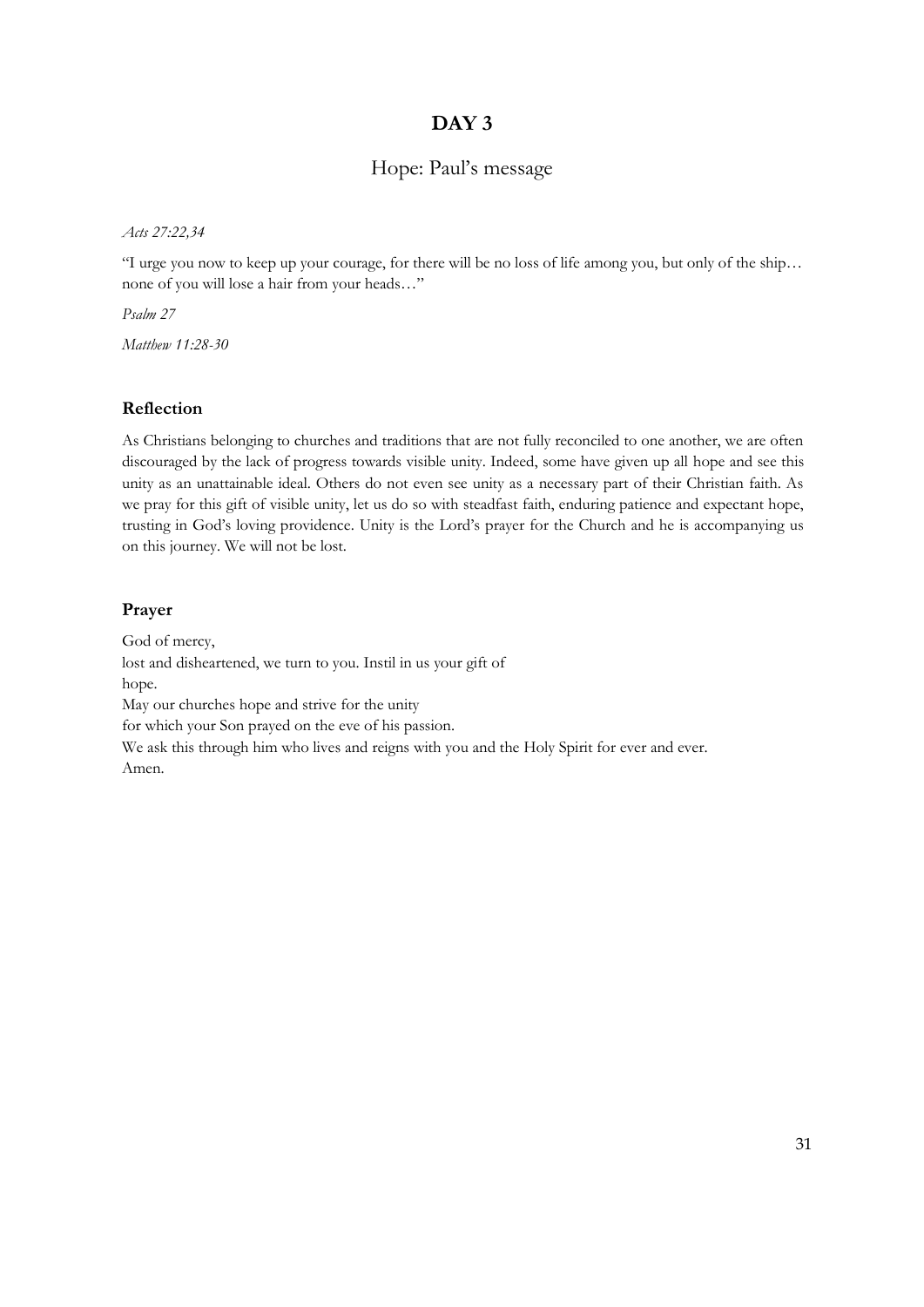# DAY 3

## Hope: Paul's message

*Acts 27:22,34*

"I urge you now to keep up your courage, for there will be no loss of life among you, but only of the ship… none of you will lose a hair from your heads…"

*Psalm 27*

*Matthew 11:28-30*

### Reflection

As Christians belonging to churches and traditions that are not fully reconciled to one another, we are often discouraged by the lack of progress towards visible unity. Indeed, some have given up all hope and see this unity as an unattainable ideal. Others do not even see unity as a necessary part of their Christian faith. As we pray for this gift of visible unity, let us do so with steadfast faith, enduring patience and expectant hope, trusting in God's loving providence. Unity is the Lord's prayer for the Church and he is accompanying us on this journey. We will not be lost.

### Prayer

God of mercy,  
lost and disheartened, we turn to you. Instil in us your gift of hope.  
May our churches hope and strive for the unity  
for which your Son prayed on the eve of his passion.  
We ask this through him who lives and reigns with you and the Holy Spirit for ever and ever.  
Amen.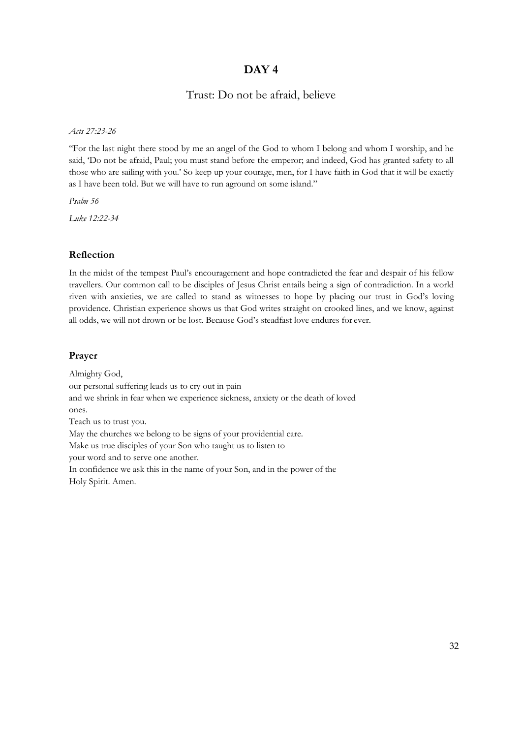# DAY 4

## Trust: Do not be afraid, believe

*Acts 27:23-26*

"For the last night there stood by me an angel of the God to whom I belong and whom I worship, and he said, 'Do not be afraid, Paul; you must stand before the emperor; and indeed, God has granted safety to all those who are sailing with you.' So keep up your courage, men, for I have faith in God that it will be exactly as I have been told. But we will have to run aground on some island."

*Psalm 56*

*Luke 12:22-34*

### Reflection

In the midst of the tempest Paul's encouragement and hope contradicted the fear and despair of his fellow travellers. Our common call to be disciples of Jesus Christ entails being a sign of contradiction. In a world riven with anxieties, we are called to stand as witnesses to hope by placing our trust in God's loving providence. Christian experience shows us that God writes straight on crooked lines, and we know, against all odds, we will not drown or be lost. Because God's steadfast love endures for ever.

### Prayer

Almighty God,
our personal suffering leads us to cry out in pain
and we shrink in fear when we experience sickness, anxiety or the death of loved ones.
Teach us to trust you.
May the churches we belong to be signs of your providential care.
Make us true disciples of your Son who taught us to listen to
your word and to serve one another.
In confidence we ask this in the name of your Son, and in the power of the
Holy Spirit. Amen.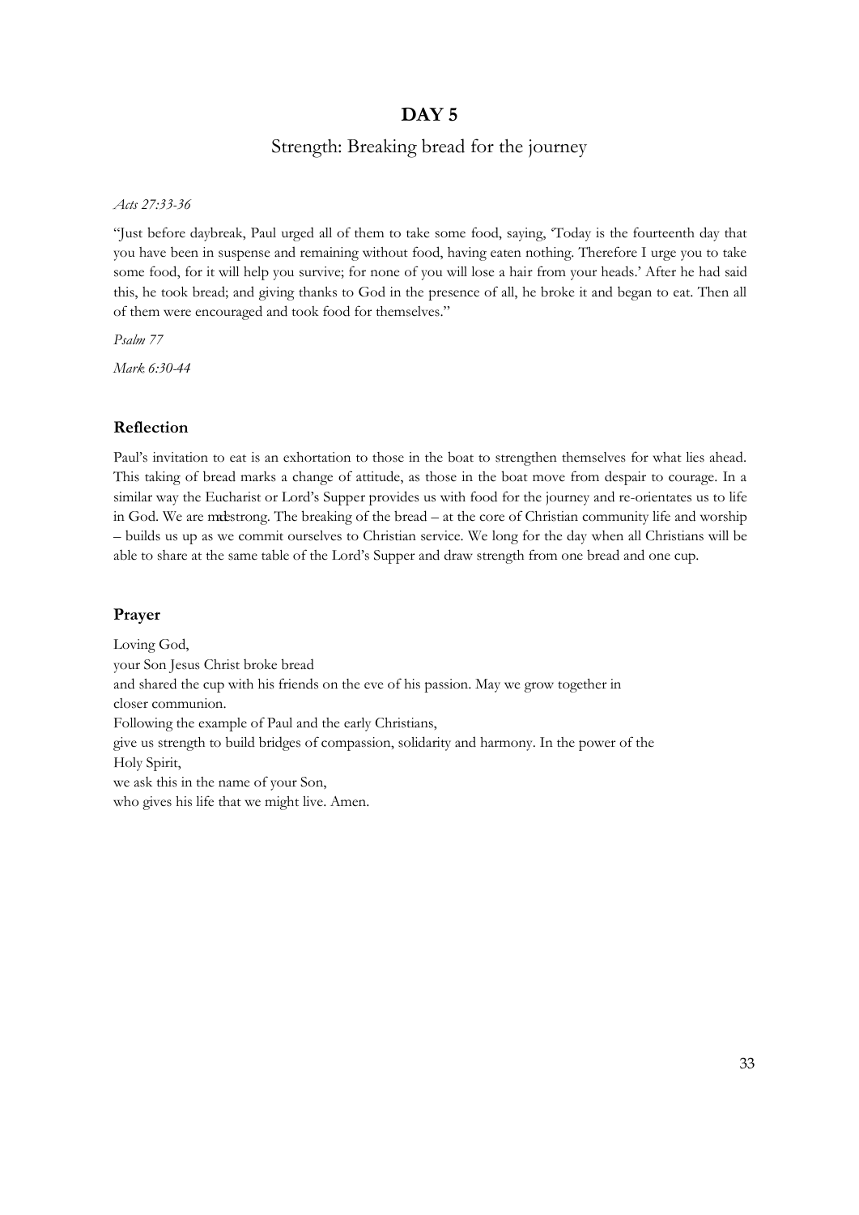# DAY 5

## Strength: Breaking bread for the journey

*Acts 27:33-36*

"Just before daybreak, Paul urged all of them to take some food, saying, 'Today is the fourteenth day that you have been in suspense and remaining without food, having eaten nothing. Therefore I urge you to take some food, for it will help you survive; for none of you will lose a hair from your heads.' After he had said this, he took bread; and giving thanks to God in the presence of all, he broke it and began to eat. Then all of them were encouraged and took food for themselves."

*Psalm 77*

*Mark 6:30-44*

### Reflection

Paul's invitation to eat is an exhortation to those in the boat to strengthen themselves for what lies ahead. This taking of bread marks a change of attitude, as those in the boat move from despair to courage. In a similar way the Eucharist or Lord's Supper provides us with food for the journey and re-orientates us to life in God. We are made strong. The breaking of the bread – at the core of Christian community life and worship – builds us up as we commit ourselves to Christian service. We long for the day when all Christians will be able to share at the same table of the Lord's Supper and draw strength from one bread and one cup.

### Prayer

Loving God,
your Son Jesus Christ broke bread
and shared the cup with his friends on the eve of his passion. May we grow together in
closer communion.
Following the example of Paul and the early Christians,
give us strength to build bridges of compassion, solidarity and harmony. In the power of the
Holy Spirit,
we ask this in the name of your Son,
who gives his life that we might live. Amen.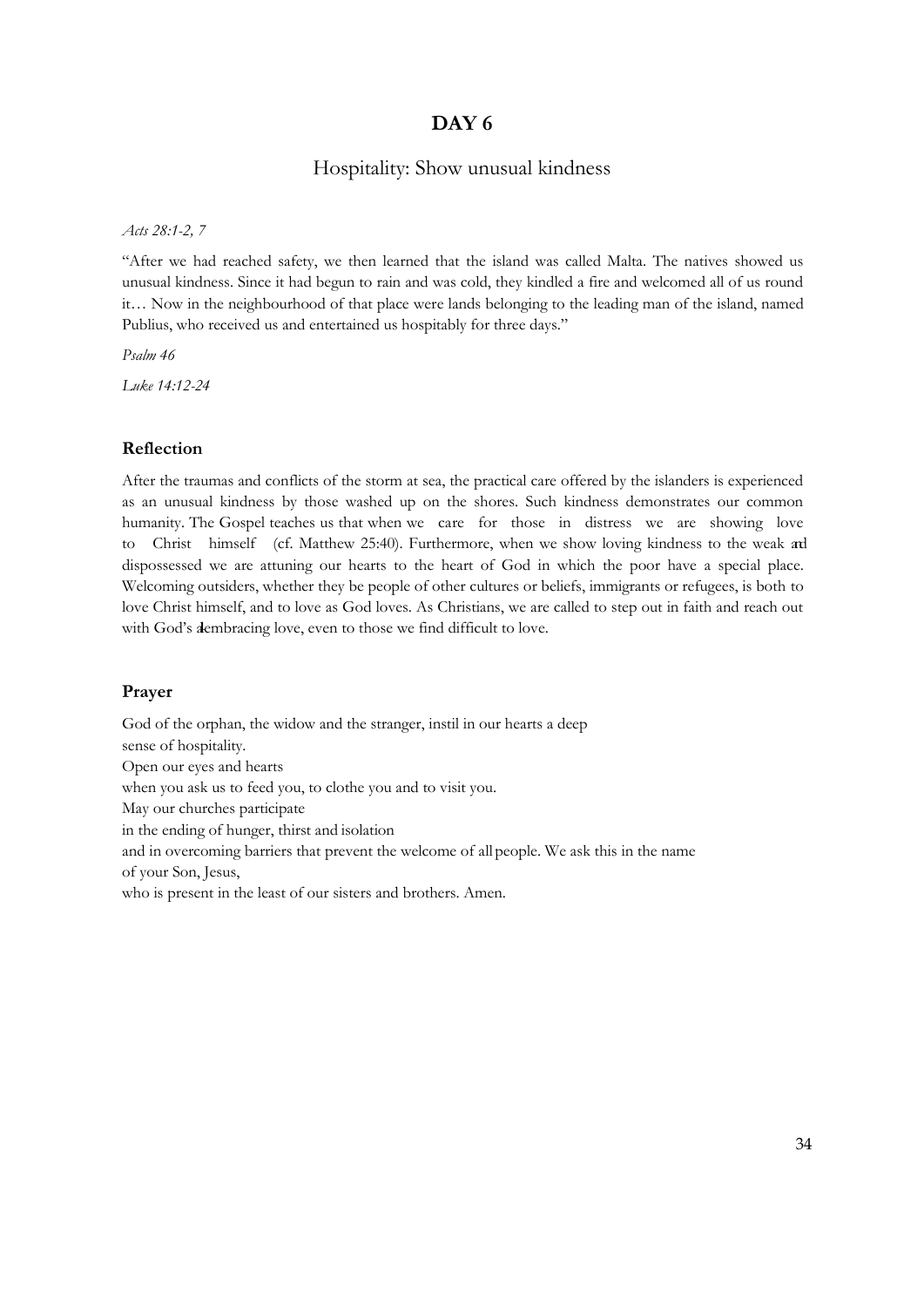# DAY 6

## Hospitality: Show unusual kindness

*Acts 28:1-2, 7*

"After we had reached safety, we then learned that the island was called Malta. The natives showed us unusual kindness. Since it had begun to rain and was cold, they kindled a fire and welcomed all of us round it… Now in the neighbourhood of that place were lands belonging to the leading man of the island, named Publius, who received us and entertained us hospitably for three days."

*Psalm 46*

*Luke 14:12-24*

### Reflection

After the traumas and conflicts of the storm at sea, the practical care offered by the islanders is experienced as an unusual kindness by those washed up on the shores. Such kindness demonstrates our common humanity. The Gospel teaches us that when we care for those in distress we are showing love to Christ himself (cf. Matthew 25:40). Furthermore, when we show loving kindness to the weak and dispossessed we are attuning our hearts to the heart of God in which the poor have a special place. Welcoming outsiders, whether they be people of other cultures or beliefs, immigrants or refugees, is both to love Christ himself, and to love as God loves. As Christians, we are called to step out in faith and reach out with God's all-embracing love, even to those we find difficult to love.

### Prayer

God of the orphan, the widow and the stranger, instil in our hearts a deep
sense of hospitality.
Open our eyes and hearts
when you ask us to feed you, to clothe you and to visit you.
May our churches participate
in the ending of hunger, thirst and isolation
and in overcoming barriers that prevent the welcome of all people. We ask this in the name
of your Son, Jesus,
who is present in the least of our sisters and brothers. Amen.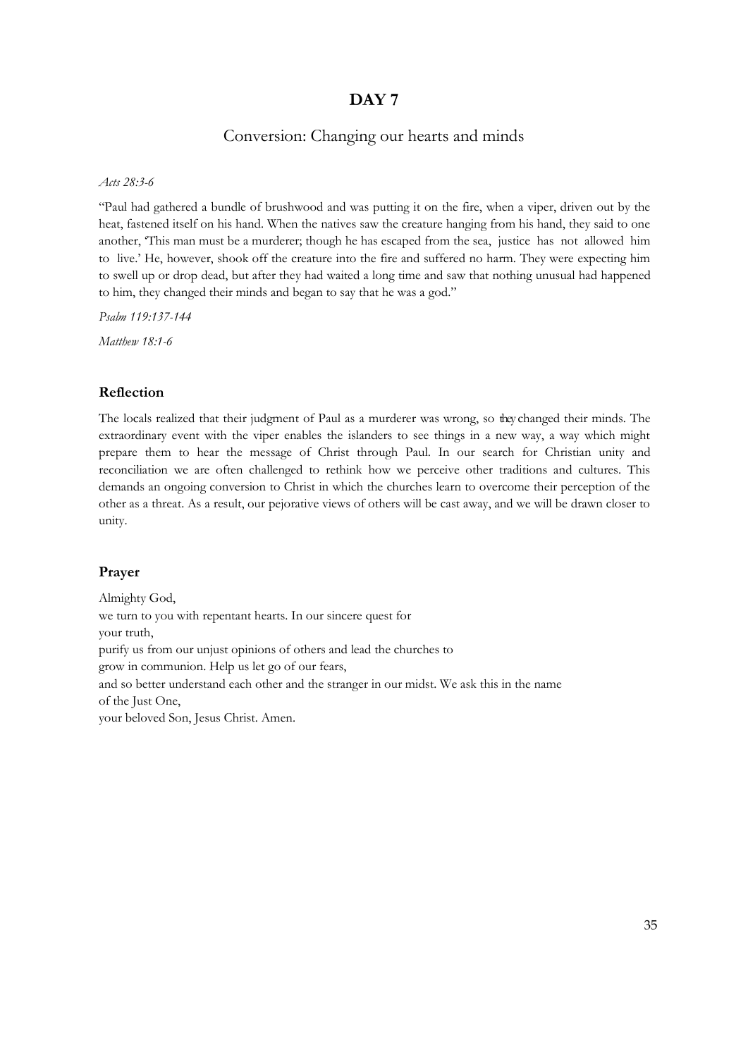# DAY 7

## Conversion: Changing our hearts and minds

*Acts 28:3-6*

"Paul had gathered a bundle of brushwood and was putting it on the fire, when a viper, driven out by the heat, fastened itself on his hand. When the natives saw the creature hanging from his hand, they said to one another, 'This man must be a murderer; though he has escaped from the sea, justice has not allowed him to live.' He, however, shook off the creature into the fire and suffered no harm. They were expecting him to swell up or drop dead, but after they had waited a long time and saw that nothing unusual had happened to him, they changed their minds and began to say that he was a god."

*Psalm 119:137-144*

*Matthew 18:1-6*

### Reflection

The locals realized that their judgment of Paul as a murderer was wrong, so they changed their minds. The extraordinary event with the viper enables the islanders to see things in a new way, a way which might prepare them to hear the message of Christ through Paul. In our search for Christian unity and reconciliation we are often challenged to rethink how we perceive other traditions and cultures. This demands an ongoing conversion to Christ in which the churches learn to overcome their perception of the other as a threat. As a result, our pejorative views of others will be cast away, and we will be drawn closer to unity.

### Prayer

Almighty God,
we turn to you with repentant hearts. In our sincere quest for
your truth,
purify us from our unjust opinions of others and lead the churches to
grow in communion. Help us let go of our fears,
and so better understand each other and the stranger in our midst. We ask this in the name
of the Just One,
your beloved Son, Jesus Christ. Amen.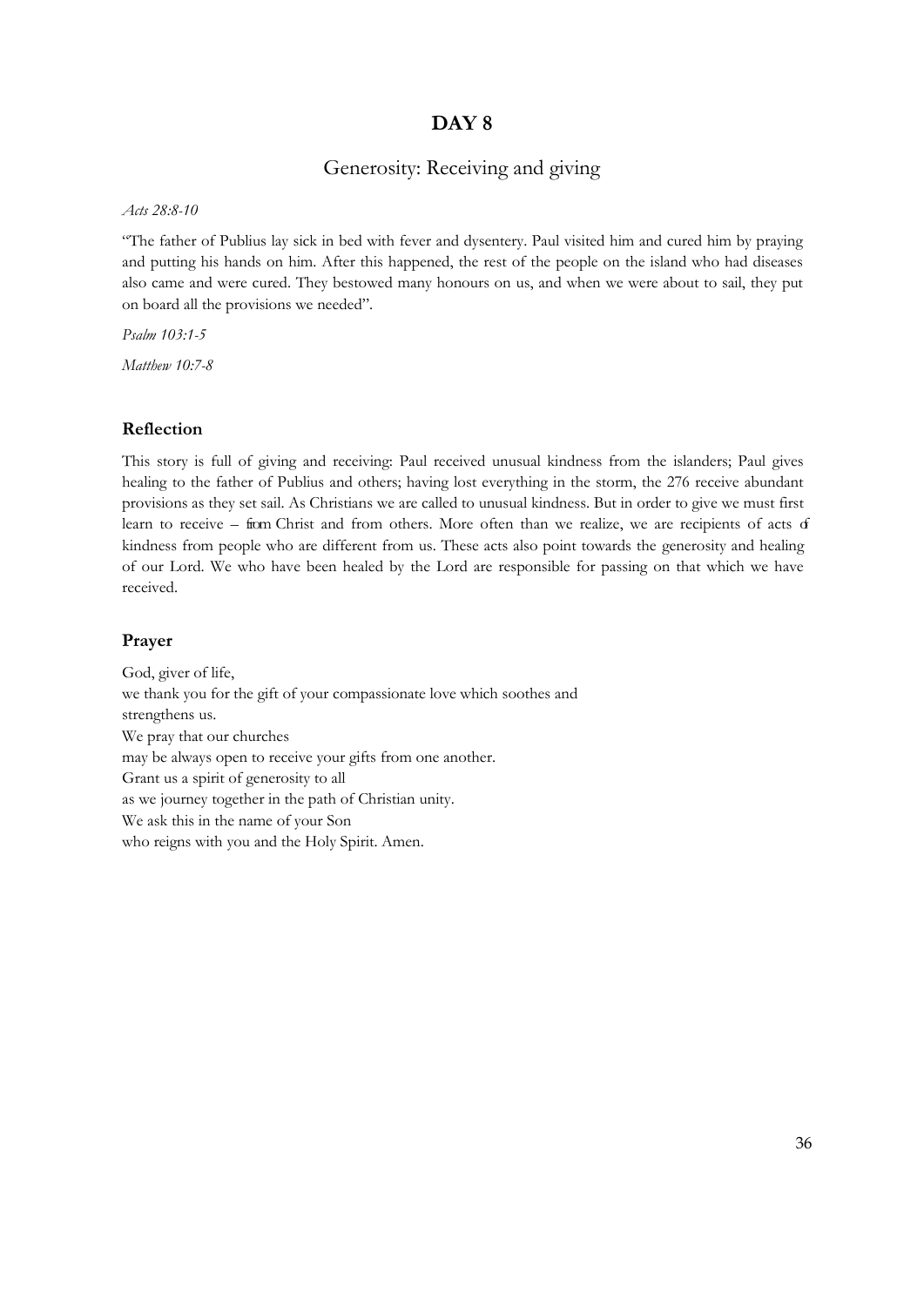# DAY 8

## Generosity: Receiving and giving

*Acts 28:8-10*

"The father of Publius lay sick in bed with fever and dysentery. Paul visited him and cured him by praying and putting his hands on him. After this happened, the rest of the people on the island who had diseases also came and were cured. They bestowed many honours on us, and when we were about to sail, they put on board all the provisions we needed".

*Psalm 103:1-5*

*Matthew 10:7-8*

### Reflection

This story is full of giving and receiving: Paul received unusual kindness from the islanders; Paul gives healing to the father of Publius and others; having lost everything in the storm, the 276 receive abundant provisions as they set sail. As Christians we are called to unusual kindness. But in order to give we must first learn to receive – from Christ and from others. More often than we realize, we are recipients of acts of kindness from people who are different from us. These acts also point towards the generosity and healing of our Lord. We who have been healed by the Lord are responsible for passing on that which we have received.

### Prayer

God, giver of life,
we thank you for the gift of your compassionate love which soothes and strengthens us.
We pray that our churches
may be always open to receive your gifts from one another.
Grant us a spirit of generosity to all
as we journey together in the path of Christian unity.
We ask this in the name of your Son
who reigns with you and the Holy Spirit. Amen.